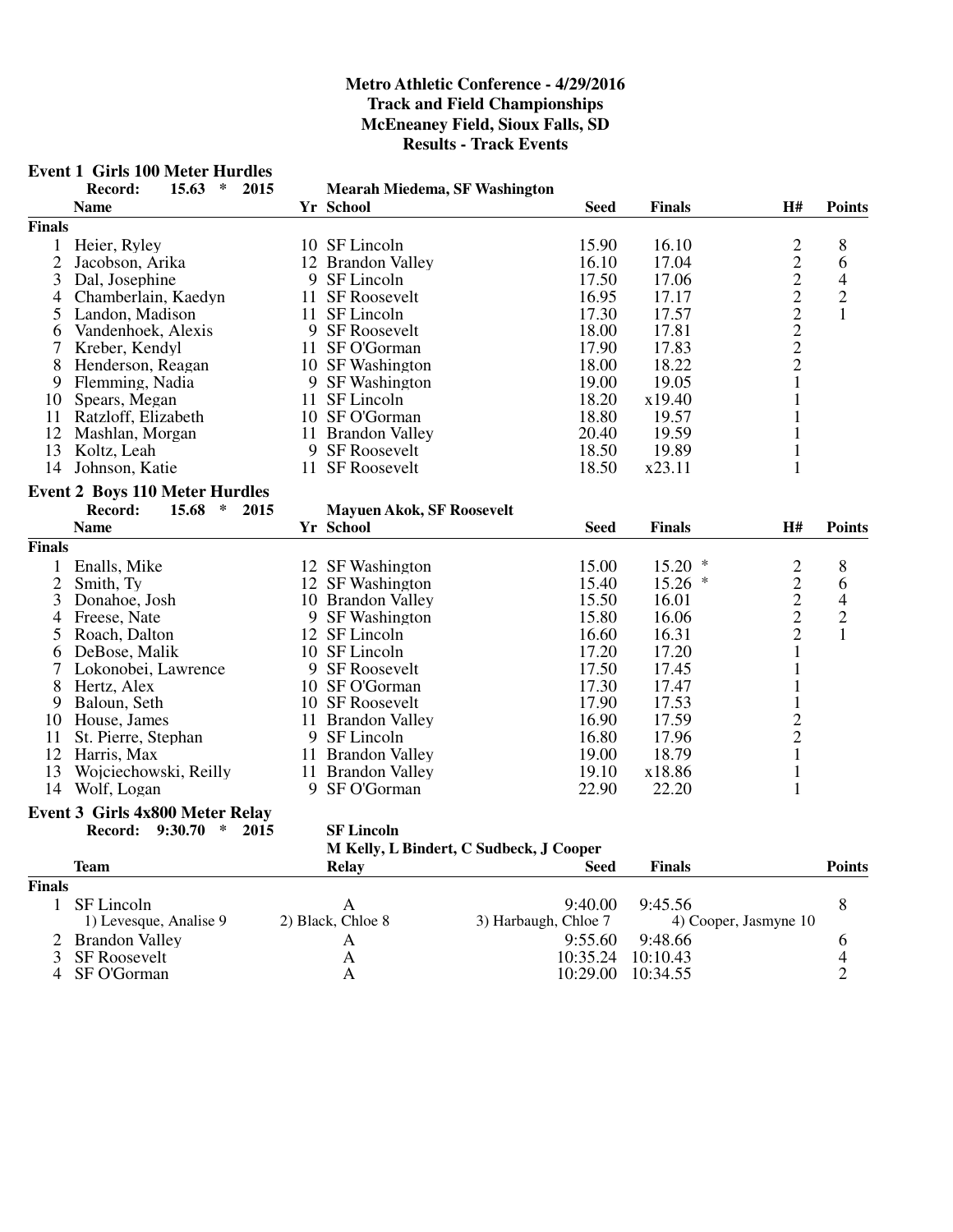# Metro Athletic Conference - 4/29/2016
## Track and Field Championships
## McEneaney Field, Sioux Falls, SD
## Results - Track Events

### Event 1 Girls 100 Meter Hurdles

**Record: 15.63 * 2015 Mearah Miedema, SF Washington**

| | Name | Yr | School | Seed | Finals | H# | Points |
|---|---|---|---|---|---|---|---|
| **Finals** | | | | | | | |
| 1 | Heier, Ryley | 10 | SF Lincoln | 15.90 | 16.10 | 2 | 8 |
| 2 | Jacobson, Arika | 12 | Brandon Valley | 16.10 | 17.04 | 2 | 6 |
| 3 | Dal, Josephine | 9 | SF Lincoln | 17.50 | 17.06 | 2 | 4 |
| 4 | Chamberlain, Kaedyn | 11 | SF Roosevelt | 16.95 | 17.17 | 2 | 2 |
| 5 | Landon, Madison | 11 | SF Lincoln | 17.30 | 17.57 | 2 | 1 |
| 6 | Vandenhoek, Alexis | 9 | SF Roosevelt | 18.00 | 17.81 | 2 | |
| 7 | Kreber, Kendyl | 11 | SF O'Gorman | 17.90 | 17.83 | 2 | |
| 8 | Henderson, Reagan | 10 | SF Washington | 18.00 | 18.22 | 2 | |
| 9 | Flemming, Nadia | 9 | SF Washington | 19.00 | 19.05 | 1 | |
| 10 | Spears, Megan | 11 | SF Lincoln | 18.20 | x19.40 | 1 | |
| 11 | Ratzloff, Elizabeth | 10 | SF O'Gorman | 18.80 | 19.57 | 1 | |
| 12 | Mashlan, Morgan | 11 | Brandon Valley | 20.40 | 19.59 | 1 | |
| 13 | Koltz, Leah | 9 | SF Roosevelt | 18.50 | 19.89 | 1 | |
| 14 | Johnson, Katie | 11 | SF Roosevelt | 18.50 | x23.11 | 1 | |

### Event 2 Boys 110 Meter Hurdles

**Record: 15.68 * 2015 Mayuen Akok, SF Roosevelt**

| | Name | Yr | School | Seed | Finals | H# | Points |
|---|---|---|---|---|---|---|---|
| **Finals** | | | | | | | |
| 1 | Enalls, Mike | 12 | SF Washington | 15.00 | 15.20 * | 2 | 8 |
| 2 | Smith, Ty | 12 | SF Washington | 15.40 | 15.26 * | 2 | 6 |
| 3 | Donahoe, Josh | 10 | Brandon Valley | 15.50 | 16.01 | 2 | 4 |
| 4 | Freese, Nate | 9 | SF Washington | 15.80 | 16.06 | 2 | 2 |
| 5 | Roach, Dalton | 12 | SF Lincoln | 16.60 | 16.31 | 2 | 1 |
| 6 | DeBose, Malik | 10 | SF Lincoln | 17.20 | 17.20 | 1 | |
| 7 | Lokonobei, Lawrence | 9 | SF Roosevelt | 17.50 | 17.45 | 1 | |
| 8 | Hertz, Alex | 10 | SF O'Gorman | 17.30 | 17.47 | 1 | |
| 9 | Baloun, Seth | 10 | SF Roosevelt | 17.90 | 17.53 | 1 | |
| 10 | House, James | 11 | Brandon Valley | 16.90 | 17.59 | 2 | |
| 11 | St. Pierre, Stephan | 9 | SF Lincoln | 16.80 | 17.96 | 2 | |
| 12 | Harris, Max | 11 | Brandon Valley | 19.00 | 18.79 | 1 | |
| 13 | Wojciechowski, Reilly | 11 | Brandon Valley | 19.10 | x18.86 | 1 | |
| 14 | Wolf, Logan | 9 | SF O'Gorman | 22.90 | 22.20 | 1 | |

### Event 3 Girls 4x800 Meter Relay

**Record: 9:30.70 * 2015 SF Lincoln**
**M Kelly, L Bindert, C Sudbeck, J Cooper**

| | Team | Relay | Seed | Finals | Points |
|---|---|---|---|---|---|
| **Finals** | | | | | |
| 1 | SF Lincoln | A | 9:40.00 | 9:45.56 | 8 |
| | 1) Levesque, Analise 9 | 2) Black, Chloe 8 | 3) Harbaugh, Chloe 7 | 4) Cooper, Jasmyne 10 | |
| 2 | Brandon Valley | A | 9:55.60 | 9:48.66 | 6 |
| 3 | SF Roosevelt | A | 10:35.24 | 10:10.43 | 4 |
| 4 | SF O'Gorman | A | 10:29.00 | 10:34.55 | 2 |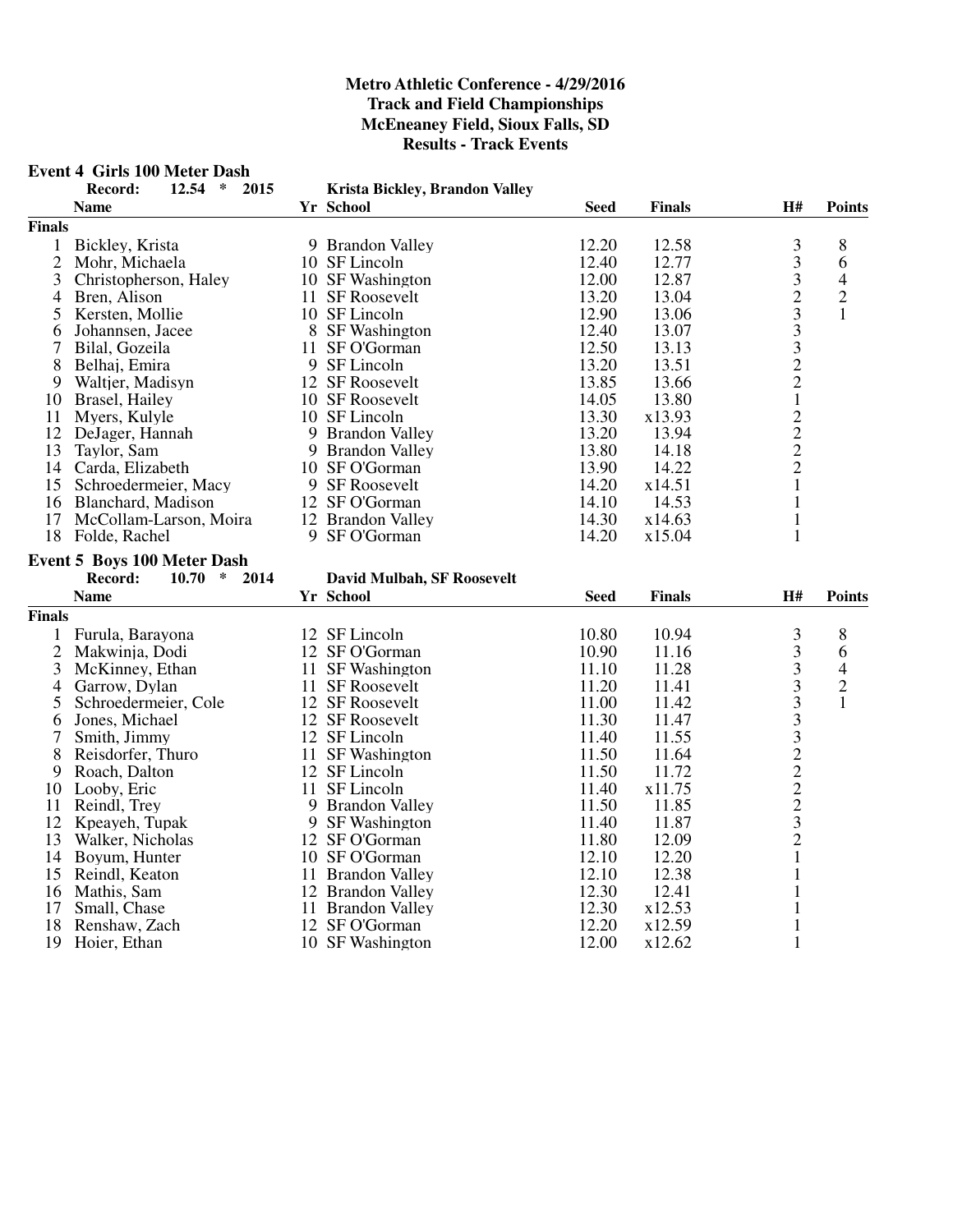**Metro Athletic Conference - 4/29/2016**
**Track and Field Championships**
**McEneaney Field, Sioux Falls, SD**
**Results - Track Events**

### Event 4 Girls 100 Meter Dash

Record: 12.54 * 2015 Krista Bickley, Brandon Valley

| | Name | Yr | School | Seed | Finals | H# | Points |
|---|---|---|---|---|---|---|---|
| **Finals** | | | | | | | |
| 1 | Bickley, Krista | 9 | Brandon Valley | 12.20 | 12.58 | 3 | 8 |
| 2 | Mohr, Michaela | 10 | SF Lincoln | 12.40 | 12.77 | 3 | 6 |
| 3 | Christopherson, Haley | 10 | SF Washington | 12.00 | 12.87 | 3 | 4 |
| 4 | Bren, Alison | 11 | SF Roosevelt | 13.20 | 13.04 | 2 | 2 |
| 5 | Kersten, Mollie | 10 | SF Lincoln | 12.90 | 13.06 | 3 | 1 |
| 6 | Johannsen, Jacee | 8 | SF Washington | 12.40 | 13.07 | 3 | |
| 7 | Bilal, Gozeila | 11 | SF O'Gorman | 12.50 | 13.13 | 3 | |
| 8 | Belhaj, Emira | 9 | SF Lincoln | 13.20 | 13.51 | 2 | |
| 9 | Waltjer, Madisyn | 12 | SF Roosevelt | 13.85 | 13.66 | 2 | |
| 10 | Brasel, Hailey | 10 | SF Roosevelt | 14.05 | 13.80 | 1 | |
| 11 | Myers, Kulyle | 10 | SF Lincoln | 13.30 | x13.93 | 2 | |
| 12 | DeJager, Hannah | 9 | Brandon Valley | 13.20 | 13.94 | 2 | |
| 13 | Taylor, Sam | 9 | Brandon Valley | 13.80 | 14.18 | 2 | |
| 14 | Carda, Elizabeth | 10 | SF O'Gorman | 13.90 | 14.22 | 2 | |
| 15 | Schroedermeier, Macy | 9 | SF Roosevelt | 14.20 | x14.51 | 1 | |
| 16 | Blanchard, Madison | 12 | SF O'Gorman | 14.10 | 14.53 | 1 | |
| 17 | McCollam-Larson, Moira | 12 | Brandon Valley | 14.30 | x14.63 | 1 | |
| 18 | Folde, Rachel | 9 | SF O'Gorman | 14.20 | x15.04 | 1 | |

### Event 5 Boys 100 Meter Dash

Record: 10.70 * 2014 David Mulbah, SF Roosevelt

| | Name | Yr | School | Seed | Finals | H# | Points |
|---|---|---|---|---|---|---|---|
| **Finals** | | | | | | | |
| 1 | Furula, Barayona | 12 | SF Lincoln | 10.80 | 10.94 | 3 | 8 |
| 2 | Makwinja, Dodi | 12 | SF O'Gorman | 10.90 | 11.16 | 3 | 6 |
| 3 | McKinney, Ethan | 11 | SF Washington | 11.10 | 11.28 | 3 | 4 |
| 4 | Garrow, Dylan | 11 | SF Roosevelt | 11.20 | 11.41 | 3 | 2 |
| 5 | Schroedermeier, Cole | 12 | SF Roosevelt | 11.00 | 11.42 | 3 | 1 |
| 6 | Jones, Michael | 12 | SF Roosevelt | 11.30 | 11.47 | 3 | |
| 7 | Smith, Jimmy | 12 | SF Lincoln | 11.40 | 11.55 | 3 | |
| 8 | Reisdorfer, Thuro | 11 | SF Washington | 11.50 | 11.64 | 2 | |
| 9 | Roach, Dalton | 12 | SF Lincoln | 11.50 | 11.72 | 2 | |
| 10 | Looby, Eric | 11 | SF Lincoln | 11.40 | x11.75 | 2 | |
| 11 | Reindl, Trey | 9 | Brandon Valley | 11.50 | 11.85 | 2 | |
| 12 | Kpeayeh, Tupak | 9 | SF Washington | 11.40 | 11.87 | 3 | |
| 13 | Walker, Nicholas | 12 | SF O'Gorman | 11.80 | 12.09 | 2 | |
| 14 | Boyum, Hunter | 10 | SF O'Gorman | 12.10 | 12.20 | 1 | |
| 15 | Reindl, Keaton | 11 | Brandon Valley | 12.10 | 12.38 | 1 | |
| 16 | Mathis, Sam | 12 | Brandon Valley | 12.30 | 12.41 | 1 | |
| 17 | Small, Chase | 11 | Brandon Valley | 12.30 | x12.53 | 1 | |
| 18 | Renshaw, Zach | 12 | SF O'Gorman | 12.20 | x12.59 | 1 | |
| 19 | Hoier, Ethan | 10 | SF Washington | 12.00 | x12.62 | 1 | |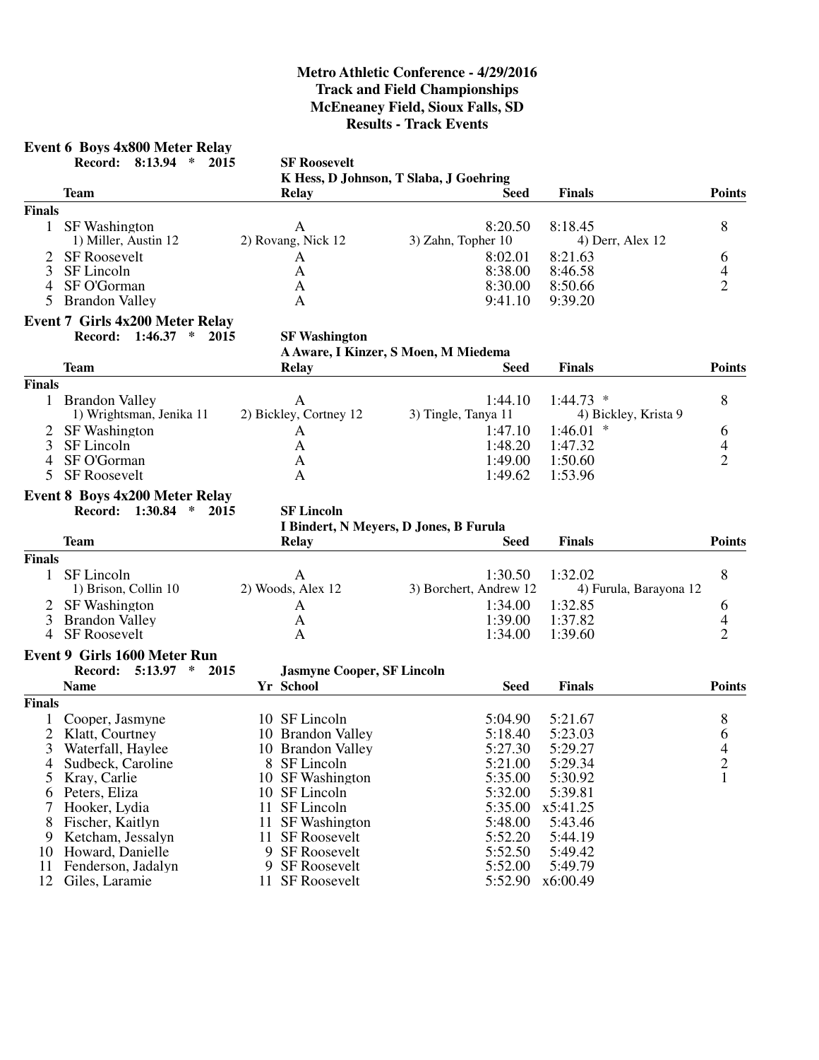## Metro Athletic Conference - 4/29/2016
## Track and Field Championships
## McEneaney Field, Sioux Falls, SD
## Results - Track Events

### Event 6 Boys 4x800 Meter Relay

**Record: 8:13.94 * 2015 SF Roosevelt**
**K Hess, D Johnson, T Slaba, J Goehring**

| | Team | Relay | Seed | Finals | Points |
|---|---|---|---|---|---|
| **Finals** | | | | | |
| 1 | SF Washington | A | 8:20.50 | 8:18.45 | 8 |
| | 1) Miller, Austin 12 | 2) Rovang, Nick 12 | 3) Zahn, Topher 10 | 4) Derr, Alex 12 | |
| 2 | SF Roosevelt | A | 8:02.01 | 8:21.63 | 6 |
| 3 | SF Lincoln | A | 8:38.00 | 8:46.58 | 4 |
| 4 | SF O'Gorman | A | 8:30.00 | 8:50.66 | 2 |
| 5 | Brandon Valley | A | 9:41.10 | 9:39.20 | |

### Event 7 Girls 4x200 Meter Relay

**Record: 1:46.37 * 2015 SF Washington**
**A Aware, I Kinzer, S Moen, M Miedema**

| | Team | Relay | Seed | Finals | Points |
|---|---|---|---|---|---|
| **Finals** | | | | | |
| 1 | Brandon Valley | A | 1:44.10 | 1:44.73 * | 8 |
| | 1) Wrightsman, Jenika 11 | 2) Bickley, Cortney 12 | 3) Tingle, Tanya 11 | 4) Bickley, Krista 9 | |
| 2 | SF Washington | A | 1:47.10 | 1:46.01 * | 6 |
| 3 | SF Lincoln | A | 1:48.20 | 1:47.32 | 4 |
| 4 | SF O'Gorman | A | 1:49.00 | 1:50.60 | 2 |
| 5 | SF Roosevelt | A | 1:49.62 | 1:53.96 | |

### Event 8 Boys 4x200 Meter Relay

**Record: 1:30.84 * 2015 SF Lincoln**
**I Bindert, N Meyers, D Jones, B Furula**

| | Team | Relay | Seed | Finals | Points |
|---|---|---|---|---|---|
| **Finals** | | | | | |
| 1 | SF Lincoln | A | 1:30.50 | 1:32.02 | 8 |
| | 1) Brison, Collin 10 | 2) Woods, Alex 12 | 3) Borchert, Andrew 12 | 4) Furula, Barayona 12 | |
| 2 | SF Washington | A | 1:34.00 | 1:32.85 | 6 |
| 3 | Brandon Valley | A | 1:39.00 | 1:37.82 | 4 |
| 4 | SF Roosevelt | A | 1:34.00 | 1:39.60 | 2 |

### Event 9 Girls 1600 Meter Run

**Record: 5:13.97 * 2015 Jasmyne Cooper, SF Lincoln**

| | Name | Yr | School | Seed | Finals | Points |
|---|---|---|---|---|---|---|
| **Finals** | | | | | | |
| 1 | Cooper, Jasmyne | 10 | SF Lincoln | 5:04.90 | 5:21.67 | 8 |
| 2 | Klatt, Courtney | 10 | Brandon Valley | 5:18.40 | 5:23.03 | 6 |
| 3 | Waterfall, Haylee | 10 | Brandon Valley | 5:27.30 | 5:29.27 | 4 |
| 4 | Sudbeck, Caroline | 8 | SF Lincoln | 5:21.00 | 5:29.34 | 2 |
| 5 | Kray, Carlie | 10 | SF Washington | 5:35.00 | 5:30.92 | 1 |
| 6 | Peters, Eliza | 10 | SF Lincoln | 5:32.00 | 5:39.81 | |
| 7 | Hooker, Lydia | 11 | SF Lincoln | 5:35.00 | x5:41.25 | |
| 8 | Fischer, Kaitlyn | 11 | SF Washington | 5:48.00 | 5:43.46 | |
| 9 | Ketcham, Jessalyn | 11 | SF Roosevelt | 5:52.20 | 5:44.19 | |
| 10 | Howard, Danielle | 9 | SF Roosevelt | 5:52.50 | 5:49.42 | |
| 11 | Fenderson, Jadalyn | 9 | SF Roosevelt | 5:52.00 | 5:49.79 | |
| 12 | Giles, Laramie | 11 | SF Roosevelt | 5:52.90 | x6:00.49 | |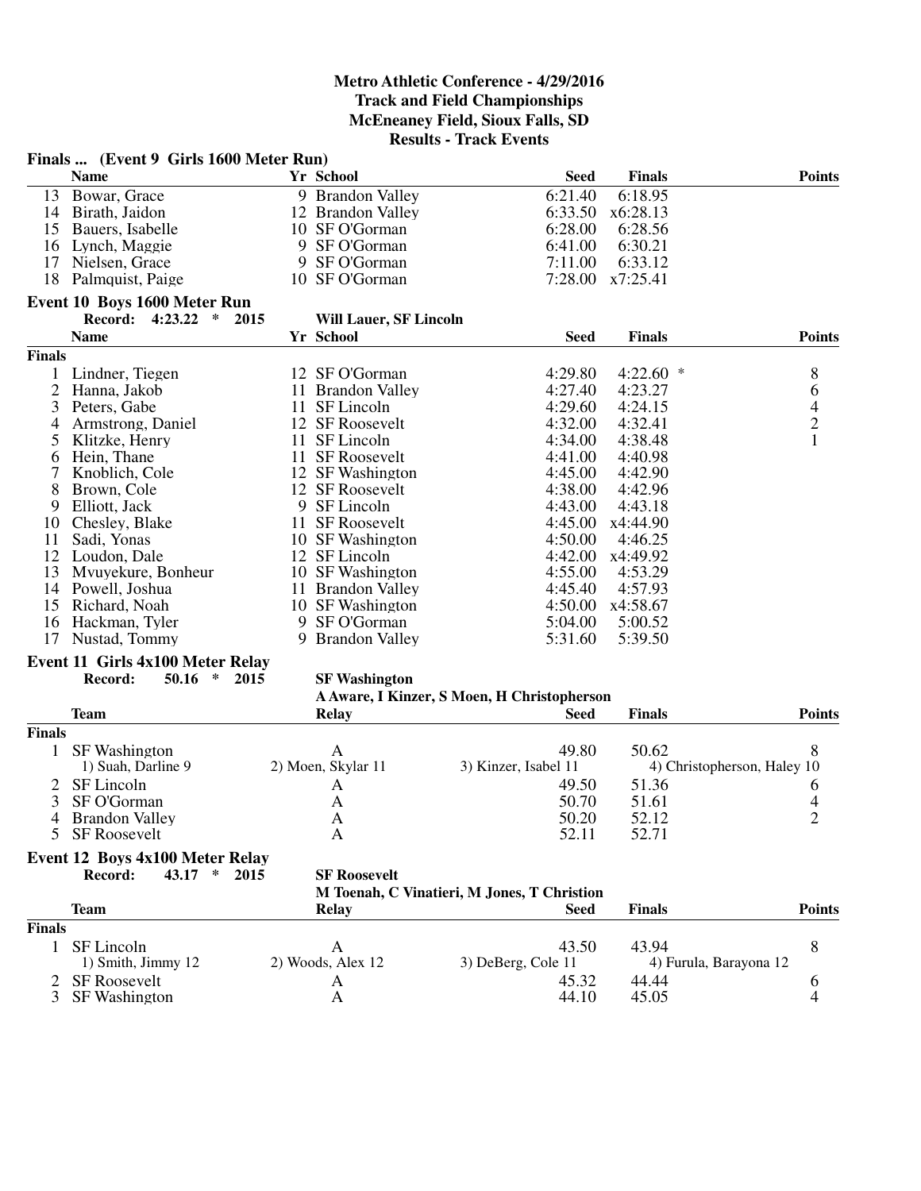## Metro Athletic Conference - 4/29/2016
## Track and Field Championships
## McEneaney Field, Sioux Falls, SD
## Results - Track Events

### Finals ... (Event 9 Girls 1600 Meter Run)

| | Name | Yr | School | Seed | Finals | Points |
|---|---|---|---|---|---|---|
| 13 | Bowar, Grace | 9 | Brandon Valley | 6:21.40 | 6:18.95 | |
| 14 | Birath, Jaidon | 12 | Brandon Valley | 6:33.50 | x6:28.13 | |
| 15 | Bauers, Isabelle | 10 | SF O'Gorman | 6:28.00 | 6:28.56 | |
| 16 | Lynch, Maggie | 9 | SF O'Gorman | 6:41.00 | 6:30.21 | |
| 17 | Nielsen, Grace | 9 | SF O'Gorman | 7:11.00 | 6:33.12 | |
| 18 | Palmquist, Paige | 10 | SF O'Gorman | 7:28.00 | x7:25.41 | |

### Event 10 Boys 1600 Meter Run

Record: 4:23.22 * 2015 Will Lauer, SF Lincoln

| | Name | Yr | School | Seed | Finals | Points |
|---|---|---|---|---|---|---|
| **Finals** | | | | | | |
| 1 | Lindner, Tiegen | 12 | SF O'Gorman | 4:29.80 | 4:22.60 * | 8 |
| 2 | Hanna, Jakob | 11 | Brandon Valley | 4:27.40 | 4:23.27 | 6 |
| 3 | Peters, Gabe | 11 | SF Lincoln | 4:29.60 | 4:24.15 | 4 |
| 4 | Armstrong, Daniel | 12 | SF Roosevelt | 4:32.00 | 4:32.41 | 2 |
| 5 | Klitzke, Henry | 11 | SF Lincoln | 4:34.00 | 4:38.48 | 1 |
| 6 | Hein, Thane | 11 | SF Roosevelt | 4:41.00 | 4:40.98 | |
| 7 | Knoblich, Cole | 12 | SF Washington | 4:45.00 | 4:42.90 | |
| 8 | Brown, Cole | 12 | SF Roosevelt | 4:38.00 | 4:42.96 | |
| 9 | Elliott, Jack | 9 | SF Lincoln | 4:43.00 | 4:43.18 | |
| 10 | Chesley, Blake | 11 | SF Roosevelt | 4:45.00 | x4:44.90 | |
| 11 | Sadi, Yonas | 10 | SF Washington | 4:50.00 | 4:46.25 | |
| 12 | Loudon, Dale | 12 | SF Lincoln | 4:42.00 | x4:49.92 | |
| 13 | Mvuyekure, Bonheur | 10 | SF Washington | 4:55.00 | 4:53.29 | |
| 14 | Powell, Joshua | 11 | Brandon Valley | 4:45.40 | 4:57.93 | |
| 15 | Richard, Noah | 10 | SF Washington | 4:50.00 | x4:58.67 | |
| 16 | Hackman, Tyler | 9 | SF O'Gorman | 5:04.00 | 5:00.52 | |
| 17 | Nustad, Tommy | 9 | Brandon Valley | 5:31.60 | 5:39.50 | |

### Event 11 Girls 4x100 Meter Relay

Record: 50.16 * 2015 SF Washington
A Aware, I Kinzer, S Moen, H Christopherson

| | Team | Relay | Seed | Finals | Points |
|---|---|---|---|---|---|
| **Finals** | | | | | |
| 1 | SF Washington | A | 49.80 | 50.62 | 8 |
| | 1) Suah, Darline 9 | 2) Moen, Skylar 11 | 3) Kinzer, Isabel 11 | 4) Christopherson, Haley 10 | |
| 2 | SF Lincoln | A | 49.50 | 51.36 | 6 |
| 3 | SF O'Gorman | A | 50.70 | 51.61 | 4 |
| 4 | Brandon Valley | A | 50.20 | 52.12 | 2 |
| 5 | SF Roosevelt | A | 52.11 | 52.71 | |

### Event 12 Boys 4x100 Meter Relay

Record: 43.17 * 2015 SF Roosevelt
M Toenah, C Vinatieri, M Jones, T Christion

| | Team | Relay | Seed | Finals | Points |
|---|---|---|---|---|---|
| **Finals** | | | | | |
| 1 | SF Lincoln | A | 43.50 | 43.94 | 8 |
| | 1) Smith, Jimmy 12 | 2) Woods, Alex 12 | 3) DeBerg, Cole 11 | 4) Furula, Barayona 12 | |
| 2 | SF Roosevelt | A | 45.32 | 44.44 | 6 |
| 3 | SF Washington | A | 44.10 | 45.05 | 4 |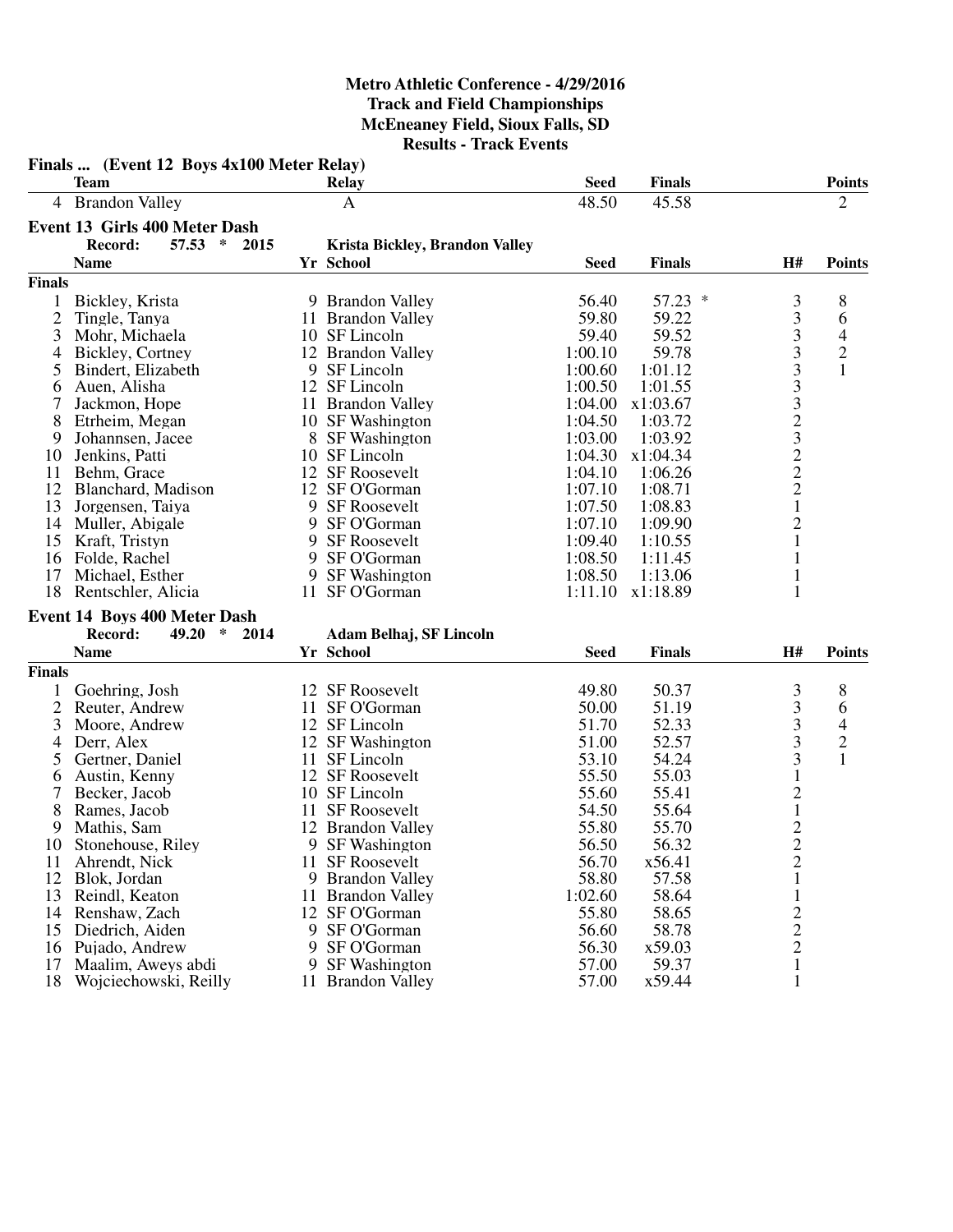# Metro Athletic Conference - 4/29/2016
## Track and Field Championships
## McEneaney Field, Sioux Falls, SD
## Results - Track Events

### Finals ... (Event 12 Boys 4x100 Meter Relay)

| | Team | Relay | Seed | Finals | Points |
|---|---|---|---|---|---|
| 4 | Brandon Valley | A | 48.50 | 45.58 | 2 |

### Event 13 Girls 400 Meter Dash

**Record: 57.53 * 2015 Krista Bickley, Brandon Valley**

**Finals**

| | Name | Yr | School | Seed | Finals | H# | Points |
|---|---|---|---|---|---|---|---|
| 1 | Bickley, Krista | 9 | Brandon Valley | 56.40 | 57.23 * | 3 | 8 |
| 2 | Tingle, Tanya | 11 | Brandon Valley | 59.80 | 59.22 | 3 | 6 |
| 3 | Mohr, Michaela | 10 | SF Lincoln | 59.40 | 59.52 | 3 | 4 |
| 4 | Bickley, Cortney | 12 | Brandon Valley | 1:00.10 | 59.78 | 3 | 2 |
| 5 | Bindert, Elizabeth | 9 | SF Lincoln | 1:00.60 | 1:01.12 | 3 | 1 |
| 6 | Auen, Alisha | 12 | SF Lincoln | 1:00.50 | 1:01.55 | 3 | |
| 7 | Jackmon, Hope | 11 | Brandon Valley | 1:04.00 | x1:03.67 | 3 | |
| 8 | Etrheim, Megan | 10 | SF Washington | 1:04.50 | 1:03.72 | 2 | |
| 9 | Johannsen, Jacee | 8 | SF Washington | 1:03.00 | 1:03.92 | 3 | |
| 10 | Jenkins, Patti | 10 | SF Lincoln | 1:04.30 | x1:04.34 | 2 | |
| 11 | Behm, Grace | 12 | SF Roosevelt | 1:04.10 | 1:06.26 | 2 | |
| 12 | Blanchard, Madison | 12 | SF O'Gorman | 1:07.10 | 1:08.71 | 2 | |
| 13 | Jorgensen, Taiya | 9 | SF Roosevelt | 1:07.50 | 1:08.83 | 1 | |
| 14 | Muller, Abigale | 9 | SF O'Gorman | 1:07.10 | 1:09.90 | 2 | |
| 15 | Kraft, Tristyn | 9 | SF Roosevelt | 1:09.40 | 1:10.55 | 1 | |
| 16 | Folde, Rachel | 9 | SF O'Gorman | 1:08.50 | 1:11.45 | 1 | |
| 17 | Michael, Esther | 9 | SF Washington | 1:08.50 | 1:13.06 | 1 | |
| 18 | Rentschler, Alicia | 11 | SF O'Gorman | 1:11.10 | x1:18.89 | 1 | |

### Event 14 Boys 400 Meter Dash

**Record: 49.20 * 2014 Adam Belhaj, SF Lincoln**

**Finals**

| | Name | Yr | School | Seed | Finals | H# | Points |
|---|---|---|---|---|---|---|---|
| 1 | Goehring, Josh | 12 | SF Roosevelt | 49.80 | 50.37 | 3 | 8 |
| 2 | Reuter, Andrew | 11 | SF O'Gorman | 50.00 | 51.19 | 3 | 6 |
| 3 | Moore, Andrew | 12 | SF Lincoln | 51.70 | 52.33 | 3 | 4 |
| 4 | Derr, Alex | 12 | SF Washington | 51.00 | 52.57 | 3 | 2 |
| 5 | Gertner, Daniel | 11 | SF Lincoln | 53.10 | 54.24 | 3 | 1 |
| 6 | Austin, Kenny | 12 | SF Roosevelt | 55.50 | 55.03 | 1 | |
| 7 | Becker, Jacob | 10 | SF Lincoln | 55.60 | 55.41 | 2 | |
| 8 | Rames, Jacob | 11 | SF Roosevelt | 54.50 | 55.64 | 1 | |
| 9 | Mathis, Sam | 12 | Brandon Valley | 55.80 | 55.70 | 2 | |
| 10 | Stonehouse, Riley | 9 | SF Washington | 56.50 | 56.32 | 2 | |
| 11 | Ahrendt, Nick | 11 | SF Roosevelt | 56.70 | x56.41 | 2 | |
| 12 | Blok, Jordan | 9 | Brandon Valley | 58.80 | 57.58 | 1 | |
| 13 | Reindl, Keaton | 11 | Brandon Valley | 1:02.60 | 58.64 | 1 | |
| 14 | Renshaw, Zach | 12 | SF O'Gorman | 55.80 | 58.65 | 2 | |
| 15 | Diedrich, Aiden | 9 | SF O'Gorman | 56.60 | 58.78 | 2 | |
| 16 | Pujado, Andrew | 9 | SF O'Gorman | 56.30 | x59.03 | 2 | |
| 17 | Maalim, Aweys abdi | 9 | SF Washington | 57.00 | 59.37 | 1 | |
| 18 | Wojciechowski, Reilly | 11 | Brandon Valley | 57.00 | x59.44 | 1 | |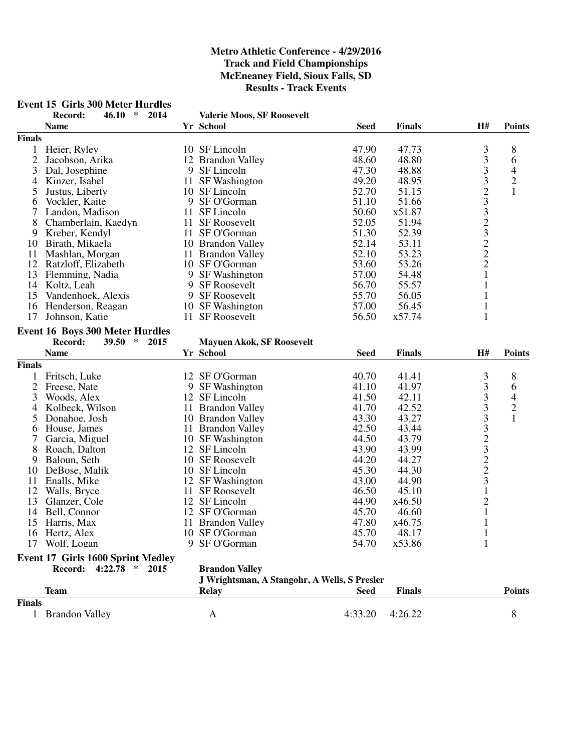# Metro Athletic Conference - 4/29/2016
## Track and Field Championships
## McEneaney Field, Sioux Falls, SD
## Results - Track Events

### Event 15 Girls 300 Meter Hurdles

Record: 46.10 * 2014 Valerie Moos, SF Roosevelt

| | Name | Yr | School | Seed | Finals | H# | Points |
|---|---|---|---|---|---|---|---|
| **Finals** | | | | | | | |
| 1 | Heier, Ryley | 10 | SF Lincoln | 47.90 | 47.73 | 3 | 8 |
| 2 | Jacobson, Arika | 12 | Brandon Valley | 48.60 | 48.80 | 3 | 6 |
| 3 | Dal, Josephine | 9 | SF Lincoln | 47.30 | 48.88 | 3 | 4 |
| 4 | Kinzer, Isabel | 11 | SF Washington | 49.20 | 48.95 | 3 | 2 |
| 5 | Justus, Liberty | 10 | SF Lincoln | 52.70 | 51.15 | 2 | 1 |
| 6 | Vockler, Kaite | 9 | SF O'Gorman | 51.10 | 51.66 | 3 | |
| 7 | Landon, Madison | 11 | SF Lincoln | 50.60 | x51.87 | 3 | |
| 8 | Chamberlain, Kaedyn | 11 | SF Roosevelt | 52.05 | 51.94 | 2 | |
| 9 | Kreber, Kendyl | 11 | SF O'Gorman | 51.30 | 52.39 | 3 | |
| 10 | Birath, Mikaela | 10 | Brandon Valley | 52.14 | 53.11 | 2 | |
| 11 | Mashlan, Morgan | 11 | Brandon Valley | 52.10 | 53.23 | 2 | |
| 12 | Ratzloff, Elizabeth | 10 | SF O'Gorman | 53.60 | 53.26 | 2 | |
| 13 | Flemming, Nadia | 9 | SF Washington | 57.00 | 54.48 | 1 | |
| 14 | Koltz, Leah | 9 | SF Roosevelt | 56.70 | 55.57 | 1 | |
| 15 | Vandenhoek, Alexis | 9 | SF Roosevelt | 55.70 | 56.05 | 1 | |
| 16 | Henderson, Reagan | 10 | SF Washington | 57.00 | 56.45 | 1 | |
| 17 | Johnson, Katie | 11 | SF Roosevelt | 56.50 | x57.74 | 1 | |

### Event 16 Boys 300 Meter Hurdles

Record: 39.50 * 2015 Mayuen Akok, SF Roosevelt

| | Name | Yr | School | Seed | Finals | H# | Points |
|---|---|---|---|---|---|---|---|
| **Finals** | | | | | | | |
| 1 | Fritsch, Luke | 12 | SF O'Gorman | 40.70 | 41.41 | 3 | 8 |
| 2 | Freese, Nate | 9 | SF Washington | 41.10 | 41.97 | 3 | 6 |
| 3 | Woods, Alex | 12 | SF Lincoln | 41.50 | 42.11 | 3 | 4 |
| 4 | Kolbeck, Wilson | 11 | Brandon Valley | 41.70 | 42.52 | 3 | 2 |
| 5 | Donahoe, Josh | 10 | Brandon Valley | 43.30 | 43.27 | 3 | 1 |
| 6 | House, James | 11 | Brandon Valley | 42.50 | 43.44 | 3 | |
| 7 | Garcia, Miguel | 10 | SF Washington | 44.50 | 43.79 | 2 | |
| 8 | Roach, Dalton | 12 | SF Lincoln | 43.90 | 43.99 | 3 | |
| 9 | Baloun, Seth | 10 | SF Roosevelt | 44.20 | 44.27 | 2 | |
| 10 | DeBose, Malik | 10 | SF Lincoln | 45.30 | 44.30 | 2 | |
| 11 | Enalls, Mike | 12 | SF Washington | 43.00 | 44.90 | 3 | |
| 12 | Walls, Bryce | 11 | SF Roosevelt | 46.50 | 45.10 | 1 | |
| 13 | Glanzer, Cole | 12 | SF Lincoln | 44.90 | x46.50 | 2 | |
| 14 | Bell, Connor | 12 | SF O'Gorman | 45.70 | 46.60 | 1 | |
| 15 | Harris, Max | 11 | Brandon Valley | 47.80 | x46.75 | 1 | |
| 16 | Hertz, Alex | 10 | SF O'Gorman | 45.70 | 48.17 | 1 | |
| 17 | Wolf, Logan | 9 | SF O'Gorman | 54.70 | x53.86 | 1 | |

### Event 17 Girls 1600 Sprint Medley

Record: 4:22.78 * 2015 Brandon Valley
J Wrightsman, A Stangohr, A Wells, S Presler

| | Team | Relay | Seed | Finals | Points |
|---|---|---|---|---|---|
| **Finals** | | | | | |
| 1 | Brandon Valley | A | 4:33.20 | 4:26.22 | 8 |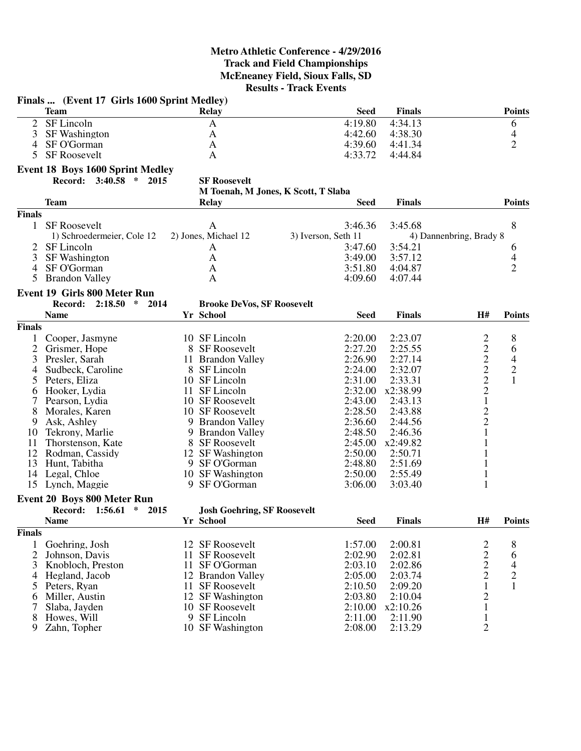# Metro Athletic Conference - 4/29/2016
## Track and Field Championships
## McEneaney Field, Sioux Falls, SD
## Results - Track Events

### Finals ... (Event 17 Girls 1600 Sprint Medley)

| | Team | Relay | Seed | Finals | Points |
|---|---|---|---|---|---|
| 2 | SF Lincoln | A | 4:19.80 | 4:34.13 | 6 |
| 3 | SF Washington | A | 4:42.60 | 4:38.30 | 4 |
| 4 | SF O'Gorman | A | 4:39.60 | 4:41.34 | 2 |
| 5 | SF Roosevelt | A | 4:33.72 | 4:44.84 | |

### Event 18 Boys 1600 Sprint Medley

**Record: 3:40.58 * 2015** **SF Roosevelt**
**M Toenah, M Jones, K Scott, T Slaba**

| | Team | Relay | Seed | Finals | Points |
|---|---|---|---|---|---|
| **Finals** | | | | | |
| 1 | SF Roosevelt | A | 3:46.36 | 3:45.68 | 8 |
| | 1) Schroedermeier, Cole 12 | 2) Jones, Michael 12 | 3) Iverson, Seth 11 | 4) Dannenbring, Brady 8 | |
| 2 | SF Lincoln | A | 3:47.60 | 3:54.21 | 6 |
| 3 | SF Washington | A | 3:49.00 | 3:57.12 | 4 |
| 4 | SF O'Gorman | A | 3:51.80 | 4:04.87 | 2 |
| 5 | Brandon Valley | A | 4:09.60 | 4:07.44 | |

### Event 19 Girls 800 Meter Run

**Record: 2:18.50 * 2014** **Brooke DeVos, SF Roosevelt**

| | Name | Yr | School | Seed | Finals | H# | Points |
|---|---|---|---|---|---|---|---|
| **Finals** | | | | | | | |
| 1 | Cooper, Jasmyne | 10 | SF Lincoln | 2:20.00 | 2:23.07 | 2 | 8 |
| 2 | Grismer, Hope | 8 | SF Roosevelt | 2:27.20 | 2:25.55 | 2 | 6 |
| 3 | Presler, Sarah | 11 | Brandon Valley | 2:26.90 | 2:27.14 | 2 | 4 |
| 4 | Sudbeck, Caroline | 8 | SF Lincoln | 2:24.00 | 2:32.07 | 2 | 2 |
| 5 | Peters, Eliza | 10 | SF Lincoln | 2:31.00 | 2:33.31 | 2 | 1 |
| 6 | Hooker, Lydia | 11 | SF Lincoln | 2:32.00 | x2:38.99 | 2 | |
| 7 | Pearson, Lydia | 10 | SF Roosevelt | 2:43.00 | 2:43.13 | 1 | |
| 8 | Morales, Karen | 10 | SF Roosevelt | 2:28.50 | 2:43.88 | 2 | |
| 9 | Ask, Ashley | 9 | Brandon Valley | 2:36.60 | 2:44.56 | 2 | |
| 10 | Tekrony, Marlie | 9 | Brandon Valley | 2:48.50 | 2:46.36 | 1 | |
| 11 | Thorstenson, Kate | 8 | SF Roosevelt | 2:45.00 | x2:49.82 | 1 | |
| 12 | Rodman, Cassidy | 12 | SF Washington | 2:50.00 | 2:50.71 | 1 | |
| 13 | Hunt, Tabitha | 9 | SF O'Gorman | 2:48.80 | 2:51.69 | 1 | |
| 14 | Legal, Chloe | 10 | SF Washington | 2:50.00 | 2:55.49 | 1 | |
| 15 | Lynch, Maggie | 9 | SF O'Gorman | 3:06.00 | 3:03.40 | 1 | |

### Event 20 Boys 800 Meter Run

**Record: 1:56.61 * 2015** **Josh Goehring, SF Roosevelt**

| | Name | Yr | School | Seed | Finals | H# | Points |
|---|---|---|---|---|---|---|---|
| **Finals** | | | | | | | |
| 1 | Goehring, Josh | 12 | SF Roosevelt | 1:57.00 | 2:00.81 | 2 | 8 |
| 2 | Johnson, Davis | 11 | SF Roosevelt | 2:02.90 | 2:02.81 | 2 | 6 |
| 3 | Knobloch, Preston | 11 | SF O'Gorman | 2:03.10 | 2:02.86 | 2 | 4 |
| 4 | Hegland, Jacob | 12 | Brandon Valley | 2:05.00 | 2:03.74 | 2 | 2 |
| 5 | Peters, Ryan | 11 | SF Roosevelt | 2:10.50 | 2:09.20 | 1 | 1 |
| 6 | Miller, Austin | 12 | SF Washington | 2:03.80 | 2:10.04 | 2 | |
| 7 | Slaba, Jayden | 10 | SF Roosevelt | 2:10.00 | x2:10.26 | 1 | |
| 8 | Howes, Will | 9 | SF Lincoln | 2:11.00 | 2:11.90 | 1 | |
| 9 | Zahn, Topher | 10 | SF Washington | 2:08.00 | 2:13.29 | 2 | |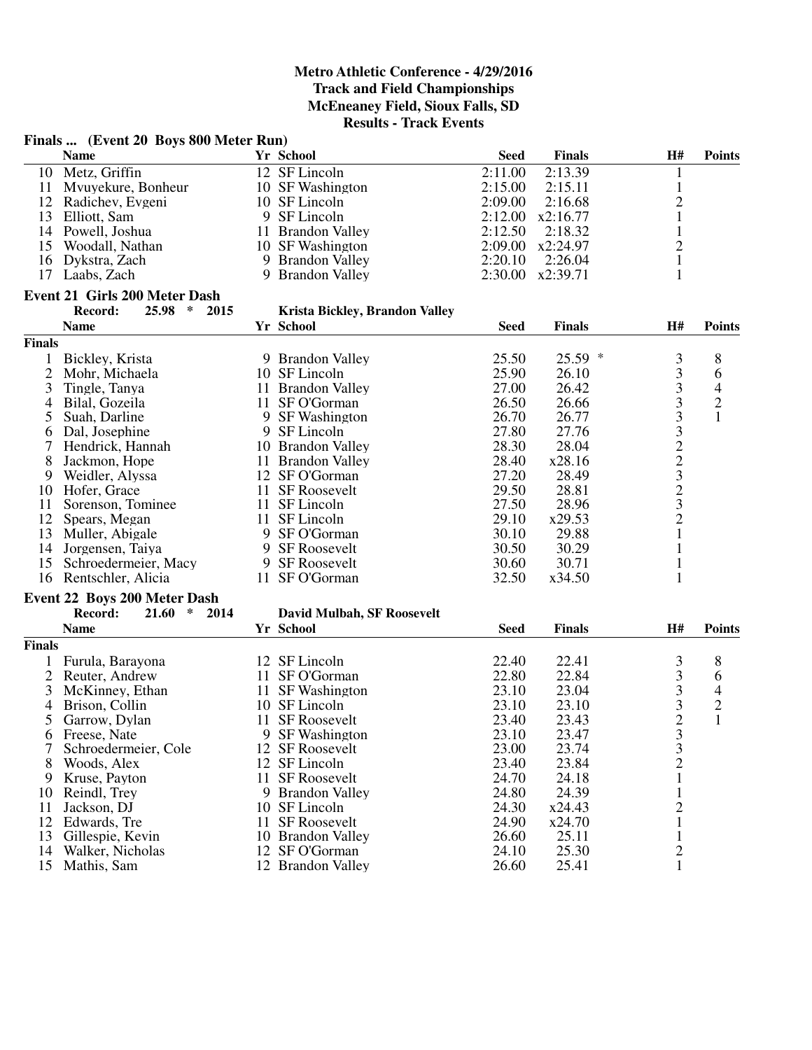# Metro Athletic Conference - 4/29/2016
## Track and Field Championships
## McEneaney Field, Sioux Falls, SD
## Results - Track Events

### Finals ... (Event 20 Boys 800 Meter Run)

| | Name | Yr | School | Seed | Finals | H# | Points |
|---|---|---|---|---|---|---|---|
| 10 | Metz, Griffin | 12 | SF Lincoln | 2:11.00 | 2:13.39 | 1 | |
| 11 | Mvuyekure, Bonheur | 10 | SF Washington | 2:15.00 | 2:15.11 | 1 | |
| 12 | Radichev, Evgeni | 10 | SF Lincoln | 2:09.00 | 2:16.68 | 2 | |
| 13 | Elliott, Sam | 9 | SF Lincoln | 2:12.00 | x2:16.77 | 1 | |
| 14 | Powell, Joshua | 11 | Brandon Valley | 2:12.50 | 2:18.32 | 1 | |
| 15 | Woodall, Nathan | 10 | SF Washington | 2:09.00 | x2:24.97 | 2 | |
| 16 | Dykstra, Zach | 9 | Brandon Valley | 2:20.10 | 2:26.04 | 1 | |
| 17 | Laabs, Zach | 9 | Brandon Valley | 2:30.00 | x2:39.71 | 1 | |

### Event 21 Girls 200 Meter Dash

Record: 25.98 * 2015 — Krista Bickley, Brandon Valley

**Finals**

| | Name | Yr | School | Seed | Finals | H# | Points |
|---|---|---|---|---|---|---|---|
| 1 | Bickley, Krista | 9 | Brandon Valley | 25.50 | 25.59 * | 3 | 8 |
| 2 | Mohr, Michaela | 10 | SF Lincoln | 25.90 | 26.10 | 3 | 6 |
| 3 | Tingle, Tanya | 11 | Brandon Valley | 27.00 | 26.42 | 3 | 4 |
| 4 | Bilal, Gozeila | 11 | SF O'Gorman | 26.50 | 26.66 | 3 | 2 |
| 5 | Suah, Darline | 9 | SF Washington | 26.70 | 26.77 | 3 | 1 |
| 6 | Dal, Josephine | 9 | SF Lincoln | 27.80 | 27.76 | 3 | |
| 7 | Hendrick, Hannah | 10 | Brandon Valley | 28.30 | 28.04 | 2 | |
| 8 | Jackmon, Hope | 11 | Brandon Valley | 28.40 | x28.16 | 2 | |
| 9 | Weidler, Alyssa | 12 | SF O'Gorman | 27.20 | 28.49 | 3 | |
| 10 | Hofer, Grace | 11 | SF Roosevelt | 29.50 | 28.81 | 2 | |
| 11 | Sorenson, Tominee | 11 | SF Lincoln | 27.50 | 28.96 | 3 | |
| 12 | Spears, Megan | 11 | SF Lincoln | 29.10 | x29.53 | 2 | |
| 13 | Muller, Abigale | 9 | SF O'Gorman | 30.10 | 29.88 | 1 | |
| 14 | Jorgensen, Taiya | 9 | SF Roosevelt | 30.50 | 30.29 | 1 | |
| 15 | Schroedermeier, Macy | 9 | SF Roosevelt | 30.60 | 30.71 | 1 | |
| 16 | Rentschler, Alicia | 11 | SF O'Gorman | 32.50 | x34.50 | 1 | |

### Event 22 Boys 200 Meter Dash

Record: 21.60 * 2014 — David Mulbah, SF Roosevelt

**Finals**

| | Name | Yr | School | Seed | Finals | H# | Points |
|---|---|---|---|---|---|---|---|
| 1 | Furula, Barayona | 12 | SF Lincoln | 22.40 | 22.41 | 3 | 8 |
| 2 | Reuter, Andrew | 11 | SF O'Gorman | 22.80 | 22.84 | 3 | 6 |
| 3 | McKinney, Ethan | 11 | SF Washington | 23.10 | 23.04 | 3 | 4 |
| 4 | Brison, Collin | 10 | SF Lincoln | 23.10 | 23.10 | 3 | 2 |
| 5 | Garrow, Dylan | 11 | SF Roosevelt | 23.40 | 23.43 | 2 | 1 |
| 6 | Freese, Nate | 9 | SF Washington | 23.10 | 23.47 | 3 | |
| 7 | Schroedermeier, Cole | 12 | SF Roosevelt | 23.00 | 23.74 | 3 | |
| 8 | Woods, Alex | 12 | SF Lincoln | 23.40 | 23.84 | 2 | |
| 9 | Kruse, Payton | 11 | SF Roosevelt | 24.70 | 24.18 | 1 | |
| 10 | Reindl, Trey | 9 | Brandon Valley | 24.80 | 24.39 | 1 | |
| 11 | Jackson, DJ | 10 | SF Lincoln | 24.30 | x24.43 | 2 | |
| 12 | Edwards, Tre | 11 | SF Roosevelt | 24.90 | x24.70 | 1 | |
| 13 | Gillespie, Kevin | 10 | Brandon Valley | 26.60 | 25.11 | 1 | |
| 14 | Walker, Nicholas | 12 | SF O'Gorman | 24.10 | 25.30 | 2 | |
| 15 | Mathis, Sam | 12 | Brandon Valley | 26.60 | 25.41 | 1 | |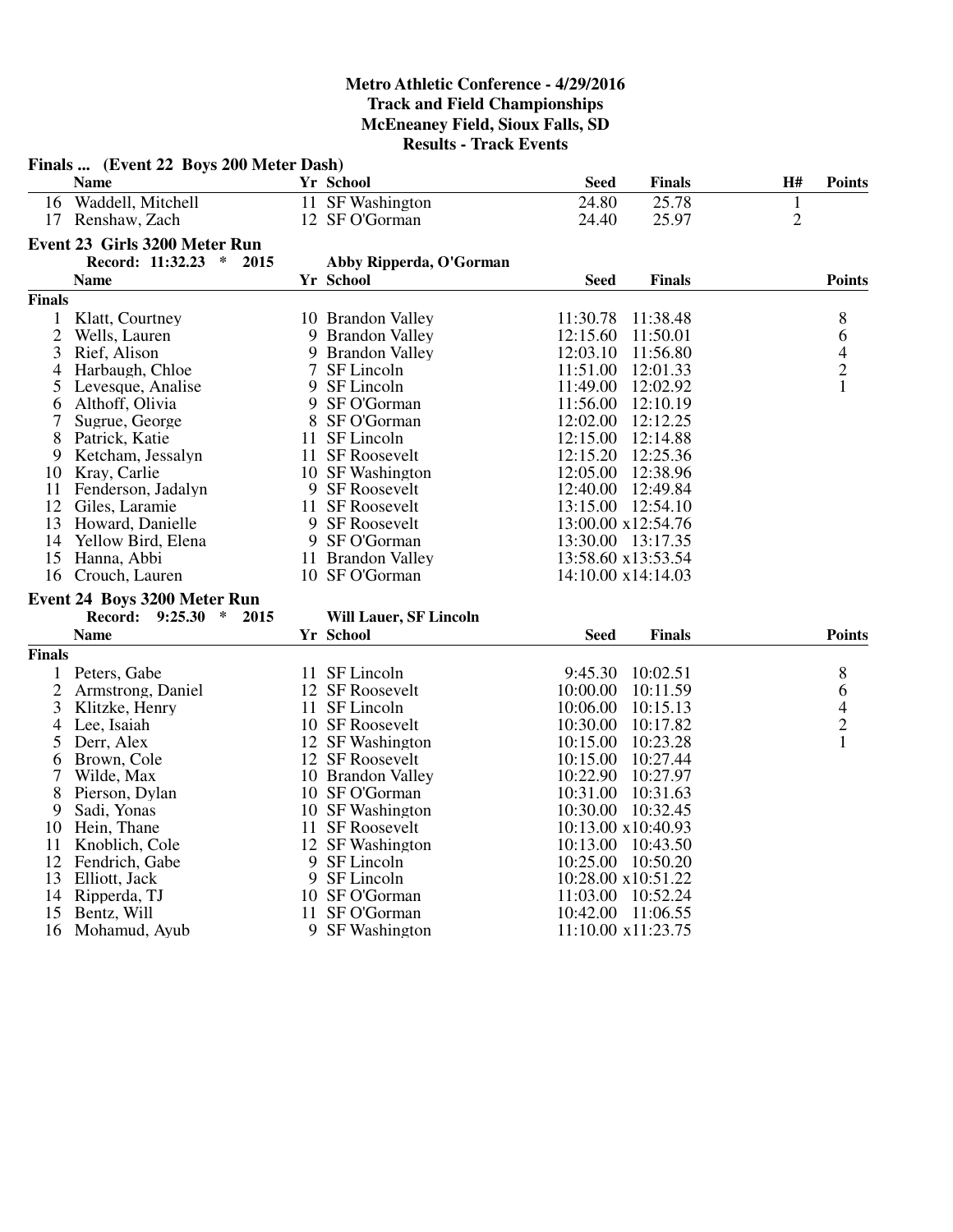# Metro Athletic Conference - 4/29/2016
## Track and Field Championships
## McEneaney Field, Sioux Falls, SD
## Results - Track Events

### Finals ... (Event 22 Boys 200 Meter Dash)

| | Name | Yr | School | Seed | Finals | H# | Points |
|---|---|---|---|---|---|---|---|
| 16 | Waddell, Mitchell | 11 | SF Washington | 24.80 | 25.78 | 1 | |
| 17 | Renshaw, Zach | 12 | SF O'Gorman | 24.40 | 25.97 | 2 | |

### Event 23 Girls 3200 Meter Run

**Record: 11:32.23 * 2015 Abby Ripperda, O'Gorman**

**Finals**

| | Name | Yr | School | Seed | Finals | Points |
|---|---|---|---|---|---|---|
| 1 | Klatt, Courtney | 10 | Brandon Valley | 11:30.78 | 11:38.48 | 8 |
| 2 | Wells, Lauren | 9 | Brandon Valley | 12:15.60 | 11:50.01 | 6 |
| 3 | Rief, Alison | 9 | Brandon Valley | 12:03.10 | 11:56.80 | 4 |
| 4 | Harbaugh, Chloe | 7 | SF Lincoln | 11:51.00 | 12:01.33 | 2 |
| 5 | Levesque, Analise | 9 | SF Lincoln | 11:49.00 | 12:02.92 | 1 |
| 6 | Althoff, Olivia | 9 | SF O'Gorman | 11:56.00 | 12:10.19 | |
| 7 | Sugrue, George | 8 | SF O'Gorman | 12:02.00 | 12:12.25 | |
| 8 | Patrick, Katie | 11 | SF Lincoln | 12:15.00 | 12:14.88 | |
| 9 | Ketcham, Jessalyn | 11 | SF Roosevelt | 12:15.20 | 12:25.36 | |
| 10 | Kray, Carlie | 10 | SF Washington | 12:05.00 | 12:38.96 | |
| 11 | Fenderson, Jadalyn | 9 | SF Roosevelt | 12:40.00 | 12:49.84 | |
| 12 | Giles, Laramie | 11 | SF Roosevelt | 13:15.00 | 12:54.10 | |
| 13 | Howard, Danielle | 9 | SF Roosevelt | 13:00.00 | x12:54.76 | |
| 14 | Yellow Bird, Elena | 9 | SF O'Gorman | 13:30.00 | 13:17.35 | |
| 15 | Hanna, Abbi | 11 | Brandon Valley | 13:58.60 | x13:53.54 | |
| 16 | Crouch, Lauren | 10 | SF O'Gorman | 14:10.00 | x14:14.03 | |

### Event 24 Boys 3200 Meter Run

**Record: 9:25.30 * 2015 Will Lauer, SF Lincoln**

**Finals**

| | Name | Yr | School | Seed | Finals | Points |
|---|---|---|---|---|---|---|
| 1 | Peters, Gabe | 11 | SF Lincoln | 9:45.30 | 10:02.51 | 8 |
| 2 | Armstrong, Daniel | 12 | SF Roosevelt | 10:00.00 | 10:11.59 | 6 |
| 3 | Klitzke, Henry | 11 | SF Lincoln | 10:06.00 | 10:15.13 | 4 |
| 4 | Lee, Isaiah | 10 | SF Roosevelt | 10:30.00 | 10:17.82 | 2 |
| 5 | Derr, Alex | 12 | SF Washington | 10:15.00 | 10:23.28 | 1 |
| 6 | Brown, Cole | 12 | SF Roosevelt | 10:15.00 | 10:27.44 | |
| 7 | Wilde, Max | 10 | Brandon Valley | 10:22.90 | 10:27.97 | |
| 8 | Pierson, Dylan | 10 | SF O'Gorman | 10:31.00 | 10:31.63 | |
| 9 | Sadi, Yonas | 10 | SF Washington | 10:30.00 | 10:32.45 | |
| 10 | Hein, Thane | 11 | SF Roosevelt | 10:13.00 | x10:40.93 | |
| 11 | Knoblich, Cole | 12 | SF Washington | 10:13.00 | 10:43.50 | |
| 12 | Fendrich, Gabe | 9 | SF Lincoln | 10:25.00 | 10:50.20 | |
| 13 | Elliott, Jack | 9 | SF Lincoln | 10:28.00 | x10:51.22 | |
| 14 | Ripperda, TJ | 10 | SF O'Gorman | 11:03.00 | 10:52.24 | |
| 15 | Bentz, Will | 11 | SF O'Gorman | 10:42.00 | 11:06.55 | |
| 16 | Mohamud, Ayub | 9 | SF Washington | 11:10.00 | x11:23.75 | |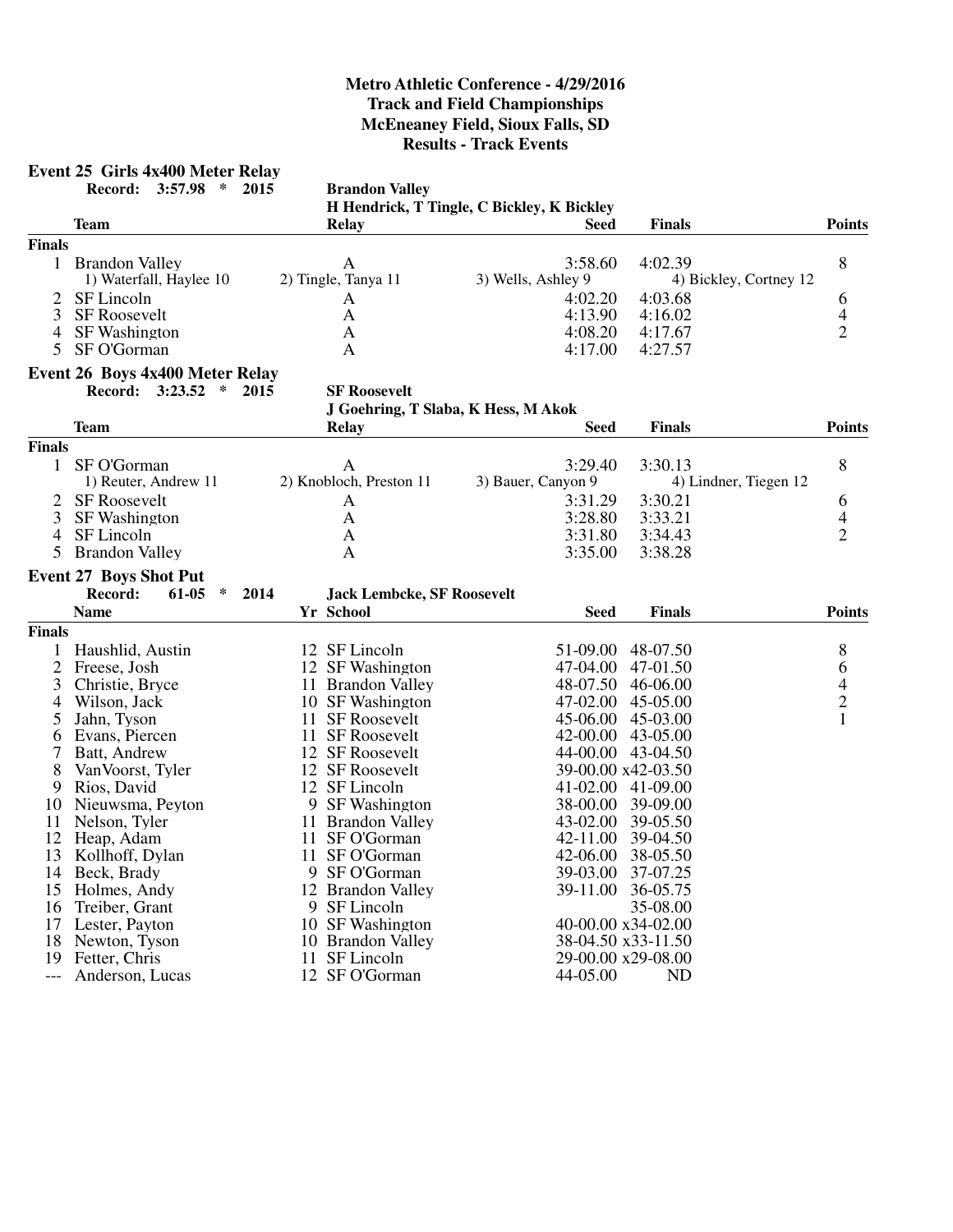# Metro Athletic Conference - 4/29/2016
## Track and Field Championships
## McEneaney Field, Sioux Falls, SD
## Results - Track Events

### Event 25 Girls 4x400 Meter Relay

**Record: 3:57.98 * 2015 — Brandon Valley**
**H Hendrick, T Tingle, C Bickley, K Bickley**

| | Team | Relay | Seed | Finals | Points |
|---|---|---|---|---|---|
| **Finals** | | | | | |
| 1 | Brandon Valley | A | 3:58.60 | 4:02.39 | 8 |
| | 1) Waterfall, Haylee 10 | 2) Tingle, Tanya 11 | 3) Wells, Ashley 9 | 4) Bickley, Cortney 12 | |
| 2 | SF Lincoln | A | 4:02.20 | 4:03.68 | 6 |
| 3 | SF Roosevelt | A | 4:13.90 | 4:16.02 | 4 |
| 4 | SF Washington | A | 4:08.20 | 4:17.67 | 2 |
| 5 | SF O'Gorman | A | 4:17.00 | 4:27.57 | |

### Event 26 Boys 4x400 Meter Relay

**Record: 3:23.52 * 2015 — SF Roosevelt**
**J Goehring, T Slaba, K Hess, M Akok**

| | Team | Relay | Seed | Finals | Points |
|---|---|---|---|---|---|
| **Finals** | | | | | |
| 1 | SF O'Gorman | A | 3:29.40 | 3:30.13 | 8 |
| | 1) Reuter, Andrew 11 | 2) Knobloch, Preston 11 | 3) Bauer, Canyon 9 | 4) Lindner, Tiegen 12 | |
| 2 | SF Roosevelt | A | 3:31.29 | 3:30.21 | 6 |
| 3 | SF Washington | A | 3:28.80 | 3:33.21 | 4 |
| 4 | SF Lincoln | A | 3:31.80 | 3:34.43 | 2 |
| 5 | Brandon Valley | A | 3:35.00 | 3:38.28 | |

### Event 27 Boys Shot Put

**Record: 61-05 * 2014 — Jack Lembcke, SF Roosevelt**

| | Name | Yr | School | Seed | Finals | Points |
|---|---|---|---|---|---|---|
| **Finals** | | | | | | |
| 1 | Haushlid, Austin | 12 | SF Lincoln | 51-09.00 | 48-07.50 | 8 |
| 2 | Freese, Josh | 12 | SF Washington | 47-04.00 | 47-01.50 | 6 |
| 3 | Christie, Bryce | 11 | Brandon Valley | 48-07.50 | 46-06.00 | 4 |
| 4 | Wilson, Jack | 10 | SF Washington | 47-02.00 | 45-05.00 | 2 |
| 5 | Jahn, Tyson | 11 | SF Roosevelt | 45-06.00 | 45-03.00 | 1 |
| 6 | Evans, Piercen | 11 | SF Roosevelt | 42-00.00 | 43-05.00 | |
| 7 | Batt, Andrew | 12 | SF Roosevelt | 44-00.00 | 43-04.50 | |
| 8 | VanVoorst, Tyler | 12 | SF Roosevelt | 39-00.00 | x42-03.50 | |
| 9 | Rios, David | 12 | SF Lincoln | 41-02.00 | 41-09.00 | |
| 10 | Nieuwsma, Peyton | 9 | SF Washington | 38-00.00 | 39-09.00 | |
| 11 | Nelson, Tyler | 11 | Brandon Valley | 43-02.00 | 39-05.50 | |
| 12 | Heap, Adam | 11 | SF O'Gorman | 42-11.00 | 39-04.50 | |
| 13 | Kollhoff, Dylan | 11 | SF O'Gorman | 42-06.00 | 38-05.50 | |
| 14 | Beck, Brady | 9 | SF O'Gorman | 39-03.00 | 37-07.25 | |
| 15 | Holmes, Andy | 12 | Brandon Valley | 39-11.00 | 36-05.75 | |
| 16 | Treiber, Grant | 9 | SF Lincoln | | 35-08.00 | |
| 17 | Lester, Payton | 10 | SF Washington | 40-00.00 | x34-02.00 | |
| 18 | Newton, Tyson | 10 | Brandon Valley | 38-04.50 | x33-11.50 | |
| 19 | Fetter, Chris | 11 | SF Lincoln | 29-00.00 | x29-08.00 | |
| --- | Anderson, Lucas | 12 | SF O'Gorman | 44-05.00 | ND | |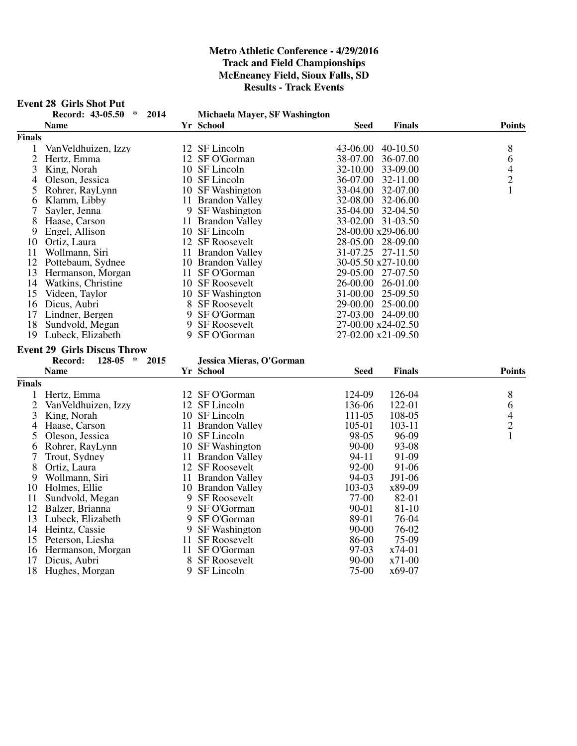# Metro Athletic Conference - 4/29/2016
## Track and Field Championships
## McEneaney Field, Sioux Falls, SD
## Results - Track Events

### Event 28 Girls Shot Put

**Record: 43-05.50 * 2014 Michaela Mayer, SF Washington**

| | Name | Yr | School | Seed | Finals | Points |
|---|---|---|---|---|---|---|
| **Finals** | | | | | | |
| 1 | VanVeldhuizen, Izzy | 12 | SF Lincoln | 43-06.00 | 40-10.50 | 8 |
| 2 | Hertz, Emma | 12 | SF O'Gorman | 38-07.00 | 36-07.00 | 6 |
| 3 | King, Norah | 10 | SF Lincoln | 32-10.00 | 33-09.00 | 4 |
| 4 | Oleson, Jessica | 10 | SF Lincoln | 36-07.00 | 32-11.00 | 2 |
| 5 | Rohrer, RayLynn | 10 | SF Washington | 33-04.00 | 32-07.00 | 1 |
| 6 | Klamm, Libby | 11 | Brandon Valley | 32-08.00 | 32-06.00 | |
| 7 | Sayler, Jenna | 9 | SF Washington | 35-04.00 | 32-04.50 | |
| 8 | Haase, Carson | 11 | Brandon Valley | 33-02.00 | 31-03.50 | |
| 9 | Engel, Allison | 10 | SF Lincoln | 28-00.00 | x29-06.00 | |
| 10 | Ortiz, Laura | 12 | SF Roosevelt | 28-05.00 | 28-09.00 | |
| 11 | Wollmann, Siri | 11 | Brandon Valley | 31-07.25 | 27-11.50 | |
| 12 | Pottebaum, Sydnee | 10 | Brandon Valley | 30-05.50 | x27-10.00 | |
| 13 | Hermanson, Morgan | 11 | SF O'Gorman | 29-05.00 | 27-07.50 | |
| 14 | Watkins, Christine | 10 | SF Roosevelt | 26-00.00 | 26-01.00 | |
| 15 | Videen, Taylor | 10 | SF Washington | 31-00.00 | 25-09.50 | |
| 16 | Dicus, Aubri | 8 | SF Roosevelt | 29-00.00 | 25-00.00 | |
| 17 | Lindner, Bergen | 9 | SF O'Gorman | 27-03.00 | 24-09.00 | |
| 18 | Sundvold, Megan | 9 | SF Roosevelt | 27-00.00 | x24-02.50 | |
| 19 | Lubeck, Elizabeth | 9 | SF O'Gorman | 27-02.00 | x21-09.50 | |

### Event 29 Girls Discus Throw

**Record: 128-05 * 2015 Jessica Mieras, O'Gorman**

| | Name | Yr | School | Seed | Finals | Points |
|---|---|---|---|---|---|---|
| **Finals** | | | | | | |
| 1 | Hertz, Emma | 12 | SF O'Gorman | 124-09 | 126-04 | 8 |
| 2 | VanVeldhuizen, Izzy | 12 | SF Lincoln | 136-06 | 122-01 | 6 |
| 3 | King, Norah | 10 | SF Lincoln | 111-05 | 108-05 | 4 |
| 4 | Haase, Carson | 11 | Brandon Valley | 105-01 | 103-11 | 2 |
| 5 | Oleson, Jessica | 10 | SF Lincoln | 98-05 | 96-09 | 1 |
| 6 | Rohrer, RayLynn | 10 | SF Washington | 90-00 | 93-08 | |
| 7 | Trout, Sydney | 11 | Brandon Valley | 94-11 | 91-09 | |
| 8 | Ortiz, Laura | 12 | SF Roosevelt | 92-00 | 91-06 | |
| 9 | Wollmann, Siri | 11 | Brandon Valley | 94-03 | J91-06 | |
| 10 | Holmes, Ellie | 10 | Brandon Valley | 103-03 | x89-09 | |
| 11 | Sundvold, Megan | 9 | SF Roosevelt | 77-00 | 82-01 | |
| 12 | Balzer, Brianna | 9 | SF O'Gorman | 90-01 | 81-10 | |
| 13 | Lubeck, Elizabeth | 9 | SF O'Gorman | 89-01 | 76-04 | |
| 14 | Heintz, Cassie | 9 | SF Washington | 90-00 | 76-02 | |
| 15 | Peterson, Liesha | 11 | SF Roosevelt | 86-00 | 75-09 | |
| 16 | Hermanson, Morgan | 11 | SF O'Gorman | 97-03 | x74-01 | |
| 17 | Dicus, Aubri | 8 | SF Roosevelt | 90-00 | x71-00 | |
| 18 | Hughes, Morgan | 9 | SF Lincoln | 75-00 | x69-07 | |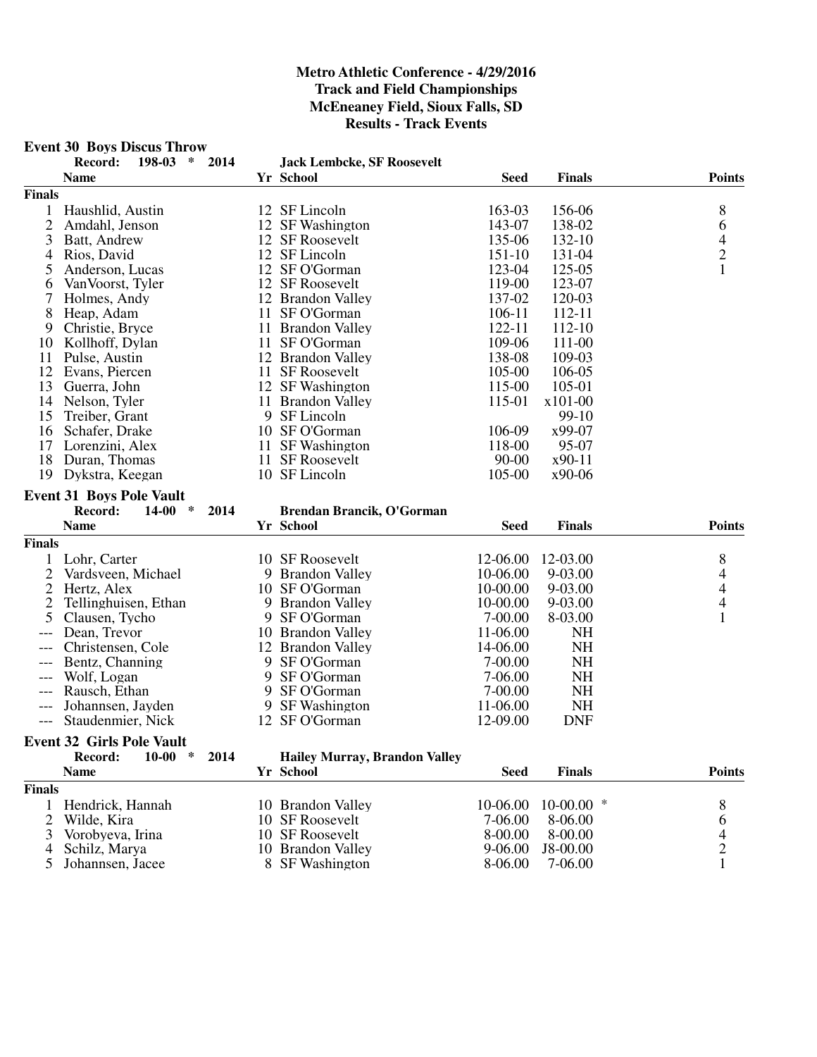# Metro Athletic Conference - 4/29/2016
## Track and Field Championships
## McEneaney Field, Sioux Falls, SD
## Results - Track Events

### Event 30 Boys Discus Throw

**Record: 198-03 * 2014 Jack Lembcke, SF Roosevelt**

| | Name | Yr | School | Seed | Finals | Points |
|---|---|---|---|---|---|---|
| **Finals** | | | | | | |
| 1 | Haushlid, Austin | 12 | SF Lincoln | 163-03 | 156-06 | 8 |
| 2 | Amdahl, Jenson | 12 | SF Washington | 143-07 | 138-02 | 6 |
| 3 | Batt, Andrew | 12 | SF Roosevelt | 135-06 | 132-10 | 4 |
| 4 | Rios, David | 12 | SF Lincoln | 151-10 | 131-04 | 2 |
| 5 | Anderson, Lucas | 12 | SF O'Gorman | 123-04 | 125-05 | 1 |
| 6 | VanVoorst, Tyler | 12 | SF Roosevelt | 119-00 | 123-07 | |
| 7 | Holmes, Andy | 12 | Brandon Valley | 137-02 | 120-03 | |
| 8 | Heap, Adam | 11 | SF O'Gorman | 106-11 | 112-11 | |
| 9 | Christie, Bryce | 11 | Brandon Valley | 122-11 | 112-10 | |
| 10 | Kollhoff, Dylan | 11 | SF O'Gorman | 109-06 | 111-00 | |
| 11 | Pulse, Austin | 12 | Brandon Valley | 138-08 | 109-03 | |
| 12 | Evans, Piercen | 11 | SF Roosevelt | 105-00 | 106-05 | |
| 13 | Guerra, John | 12 | SF Washington | 115-00 | 105-01 | |
| 14 | Nelson, Tyler | 11 | Brandon Valley | 115-01 | x101-00 | |
| 15 | Treiber, Grant | 9 | SF Lincoln | | 99-10 | |
| 16 | Schafer, Drake | 10 | SF O'Gorman | 106-09 | x99-07 | |
| 17 | Lorenzini, Alex | 11 | SF Washington | 118-00 | 95-07 | |
| 18 | Duran, Thomas | 11 | SF Roosevelt | 90-00 | x90-11 | |
| 19 | Dykstra, Keegan | 10 | SF Lincoln | 105-00 | x90-06 | |

### Event 31 Boys Pole Vault

**Record: 14-00 * 2014 Brendan Brancik, O'Gorman**

| | Name | Yr | School | Seed | Finals | Points |
|---|---|---|---|---|---|---|
| **Finals** | | | | | | |
| 1 | Lohr, Carter | 10 | SF Roosevelt | 12-06.00 | 12-03.00 | 8 |
| 2 | Vardsveen, Michael | 9 | Brandon Valley | 10-06.00 | 9-03.00 | 4 |
| 2 | Hertz, Alex | 10 | SF O'Gorman | 10-00.00 | 9-03.00 | 4 |
| 2 | Tellinghuisen, Ethan | 9 | Brandon Valley | 10-00.00 | 9-03.00 | 4 |
| 5 | Clausen, Tycho | 9 | SF O'Gorman | 7-00.00 | 8-03.00 | 1 |
| --- | Dean, Trevor | 10 | Brandon Valley | 11-06.00 | NH | |
| --- | Christensen, Cole | 12 | Brandon Valley | 14-06.00 | NH | |
| --- | Bentz, Channing | 9 | SF O'Gorman | 7-00.00 | NH | |
| --- | Wolf, Logan | 9 | SF O'Gorman | 7-06.00 | NH | |
| --- | Rausch, Ethan | 9 | SF O'Gorman | 7-00.00 | NH | |
| --- | Johannsen, Jayden | 9 | SF Washington | 11-06.00 | NH | |
| --- | Staudenmier, Nick | 12 | SF O'Gorman | 12-09.00 | DNF | |

### Event 32 Girls Pole Vault

**Record: 10-00 * 2014 Hailey Murray, Brandon Valley**

| | Name | Yr | School | Seed | Finals | Points |
|---|---|---|---|---|---|---|
| **Finals** | | | | | | |
| 1 | Hendrick, Hannah | 10 | Brandon Valley | 10-06.00 | 10-00.00 * | 8 |
| 2 | Wilde, Kira | 10 | SF Roosevelt | 7-06.00 | 8-06.00 | 6 |
| 3 | Vorobyeva, Irina | 10 | SF Roosevelt | 8-00.00 | 8-00.00 | 4 |
| 4 | Schilz, Marya | 10 | Brandon Valley | 9-06.00 | J8-00.00 | 2 |
| 5 | Johannsen, Jacee | 8 | SF Washington | 8-06.00 | 7-06.00 | 1 |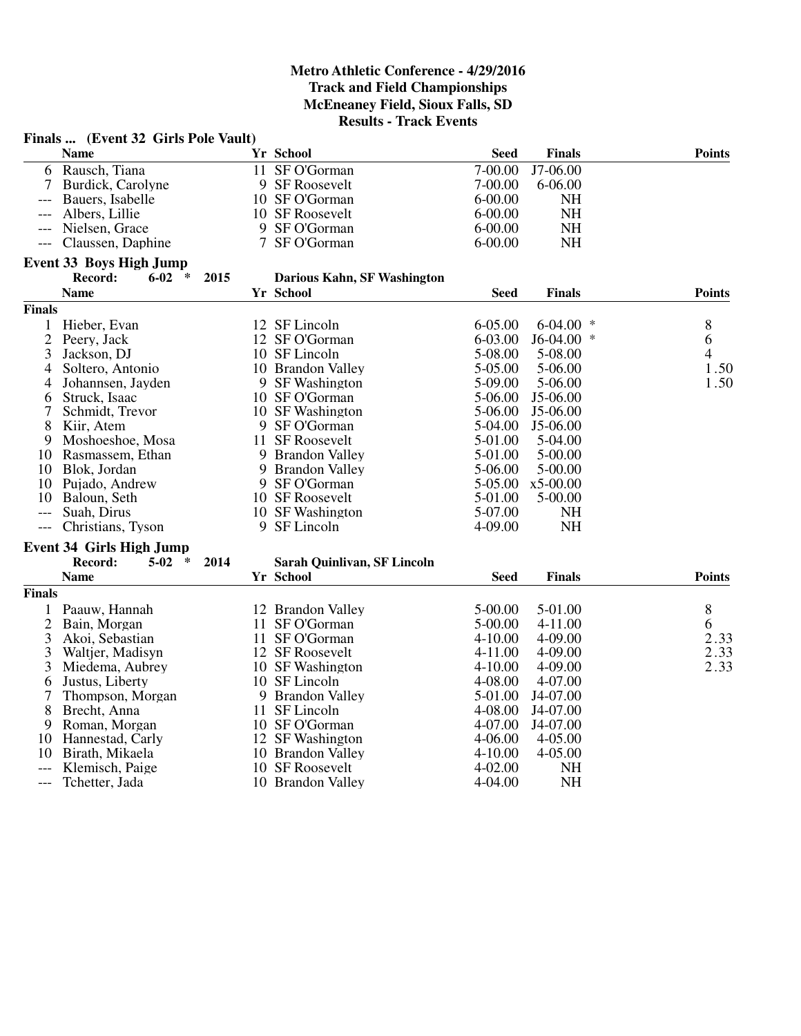# Metro Athletic Conference - 4/29/2016
# Track and Field Championships
# McEneaney Field, Sioux Falls, SD
# Results - Track Events

**Finals ... (Event 32 Girls Pole Vault)**

| | Name | Yr | School | Seed | Finals | Points |
|---|---|---|---|---|---|---|
| 6 | Rausch, Tiana | 11 | SF O'Gorman | 7-00.00 | J7-06.00 | |
| 7 | Burdick, Carolyne | 9 | SF Roosevelt | 7-00.00 | 6-06.00 | |
| --- | Bauers, Isabelle | 10 | SF O'Gorman | 6-00.00 | NH | |
| --- | Albers, Lillie | 10 | SF Roosevelt | 6-00.00 | NH | |
| --- | Nielsen, Grace | 9 | SF O'Gorman | 6-00.00 | NH | |
| --- | Claussen, Daphine | 7 | SF O'Gorman | 6-00.00 | NH | |

**Event 33 Boys High Jump**

Record: 6-02 * 2015 Darious Kahn, SF Washington

**Finals**

| | Name | Yr | School | Seed | Finals | Points |
|---|---|---|---|---|---|---|
| 1 | Hieber, Evan | 12 | SF Lincoln | 6-05.00 | 6-04.00 * | 8 |
| 2 | Peery, Jack | 12 | SF O'Gorman | 6-03.00 | J6-04.00 * | 6 |
| 3 | Jackson, DJ | 10 | SF Lincoln | 5-08.00 | 5-08.00 | 4 |
| 4 | Soltero, Antonio | 10 | Brandon Valley | 5-05.00 | 5-06.00 | 1.50 |
| 4 | Johannsen, Jayden | 9 | SF Washington | 5-09.00 | 5-06.00 | 1.50 |
| 6 | Struck, Isaac | 10 | SF O'Gorman | 5-06.00 | J5-06.00 | |
| 7 | Schmidt, Trevor | 10 | SF Washington | 5-06.00 | J5-06.00 | |
| 8 | Kiir, Atem | 9 | SF O'Gorman | 5-04.00 | J5-06.00 | |
| 9 | Moshoeshoe, Mosa | 11 | SF Roosevelt | 5-01.00 | 5-04.00 | |
| 10 | Rasmassem, Ethan | 9 | Brandon Valley | 5-01.00 | 5-00.00 | |
| 10 | Blok, Jordan | 9 | Brandon Valley | 5-06.00 | 5-00.00 | |
| 10 | Pujado, Andrew | 9 | SF O'Gorman | 5-05.00 | x5-00.00 | |
| 10 | Baloun, Seth | 10 | SF Roosevelt | 5-01.00 | 5-00.00 | |
| --- | Suah, Dirus | 10 | SF Washington | 5-07.00 | NH | |
| --- | Christians, Tyson | 9 | SF Lincoln | 4-09.00 | NH | |

**Event 34 Girls High Jump**

Record: 5-02 * 2014 Sarah Quinlivan, SF Lincoln

**Finals**

| | Name | Yr | School | Seed | Finals | Points |
|---|---|---|---|---|---|---|
| 1 | Paauw, Hannah | 12 | Brandon Valley | 5-00.00 | 5-01.00 | 8 |
| 2 | Bain, Morgan | 11 | SF O'Gorman | 5-00.00 | 4-11.00 | 6 |
| 3 | Akoi, Sebastian | 11 | SF O'Gorman | 4-10.00 | 4-09.00 | 2.33 |
| 3 | Waltjer, Madisyn | 12 | SF Roosevelt | 4-11.00 | 4-09.00 | 2.33 |
| 3 | Miedema, Aubrey | 10 | SF Washington | 4-10.00 | 4-09.00 | 2.33 |
| 6 | Justus, Liberty | 10 | SF Lincoln | 4-08.00 | 4-07.00 | |
| 7 | Thompson, Morgan | 9 | Brandon Valley | 5-01.00 | J4-07.00 | |
| 8 | Brecht, Anna | 11 | SF Lincoln | 4-08.00 | J4-07.00 | |
| 9 | Roman, Morgan | 10 | SF O'Gorman | 4-07.00 | J4-07.00 | |
| 10 | Hannestad, Carly | 12 | SF Washington | 4-06.00 | 4-05.00 | |
| 10 | Birath, Mikaela | 10 | Brandon Valley | 4-10.00 | 4-05.00 | |
| --- | Klemisch, Paige | 10 | SF Roosevelt | 4-02.00 | NH | |
| --- | Tchetter, Jada | 10 | Brandon Valley | 4-04.00 | NH | |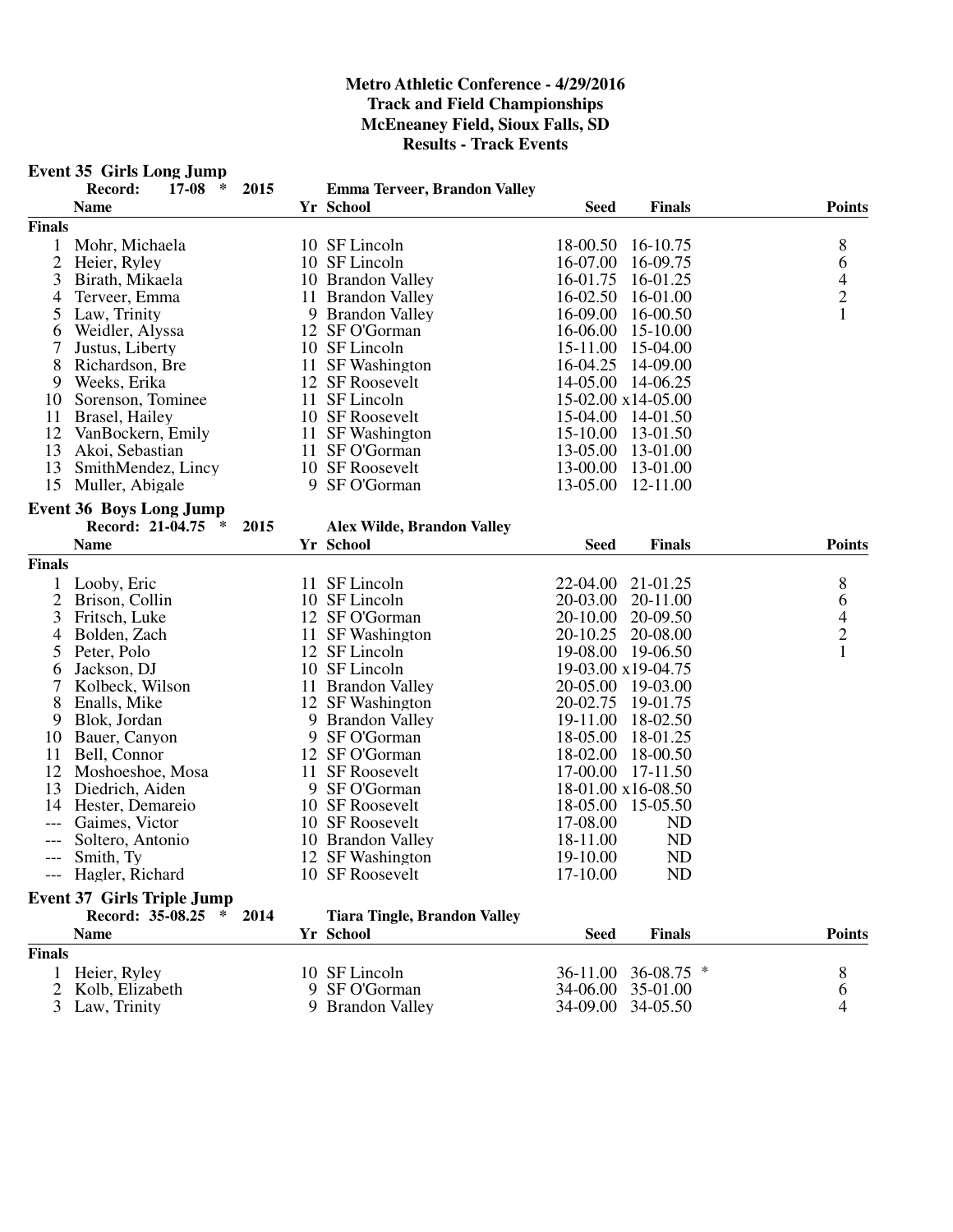# Metro Athletic Conference - 4/29/2016
## Track and Field Championships
## McEneaney Field, Sioux Falls, SD
## Results - Track Events

### Event 35 Girls Long Jump

Record: 17-08 * 2015 Emma Terveer, Brandon Valley

| | Name | Yr | School | Seed | Finals | Points |
|---|---|---|---|---|---|---|
| **Finals** | | | | | | |
| 1 | Mohr, Michaela | 10 | SF Lincoln | 18-00.50 | 16-10.75 | 8 |
| 2 | Heier, Ryley | 10 | SF Lincoln | 16-07.00 | 16-09.75 | 6 |
| 3 | Birath, Mikaela | 10 | Brandon Valley | 16-01.75 | 16-01.25 | 4 |
| 4 | Terveer, Emma | 11 | Brandon Valley | 16-02.50 | 16-01.00 | 2 |
| 5 | Law, Trinity | 9 | Brandon Valley | 16-09.00 | 16-00.50 | 1 |
| 6 | Weidler, Alyssa | 12 | SF O'Gorman | 16-06.00 | 15-10.00 | |
| 7 | Justus, Liberty | 10 | SF Lincoln | 15-11.00 | 15-04.00 | |
| 8 | Richardson, Bre | 11 | SF Washington | 16-04.25 | 14-09.00 | |
| 9 | Weeks, Erika | 12 | SF Roosevelt | 14-05.00 | 14-06.25 | |
| 10 | Sorenson, Tominee | 11 | SF Lincoln | 15-02.00 | x14-05.00 | |
| 11 | Brasel, Hailey | 10 | SF Roosevelt | 15-04.00 | 14-01.50 | |
| 12 | VanBockern, Emily | 11 | SF Washington | 15-10.00 | 13-01.50 | |
| 13 | Akoi, Sebastian | 11 | SF O'Gorman | 13-05.00 | 13-01.00 | |
| 13 | SmithMendez, Lincy | 10 | SF Roosevelt | 13-00.00 | 13-01.00 | |
| 15 | Muller, Abigale | 9 | SF O'Gorman | 13-05.00 | 12-11.00 | |

### Event 36 Boys Long Jump

Record: 21-04.75 * 2015 Alex Wilde, Brandon Valley

| | Name | Yr | School | Seed | Finals | Points |
|---|---|---|---|---|---|---|
| **Finals** | | | | | | |
| 1 | Looby, Eric | 11 | SF Lincoln | 22-04.00 | 21-01.25 | 8 |
| 2 | Brison, Collin | 10 | SF Lincoln | 20-03.00 | 20-11.00 | 6 |
| 3 | Fritsch, Luke | 12 | SF O'Gorman | 20-10.00 | 20-09.50 | 4 |
| 4 | Bolden, Zach | 11 | SF Washington | 20-10.25 | 20-08.00 | 2 |
| 5 | Peter, Polo | 12 | SF Lincoln | 19-08.00 | 19-06.50 | 1 |
| 6 | Jackson, DJ | 10 | SF Lincoln | 19-03.00 | x19-04.75 | |
| 7 | Kolbeck, Wilson | 11 | Brandon Valley | 20-05.00 | 19-03.00 | |
| 8 | Enalls, Mike | 12 | SF Washington | 20-02.75 | 19-01.75 | |
| 9 | Blok, Jordan | 9 | Brandon Valley | 19-11.00 | 18-02.50 | |
| 10 | Bauer, Canyon | 9 | SF O'Gorman | 18-05.00 | 18-01.25 | |
| 11 | Bell, Connor | 12 | SF O'Gorman | 18-02.00 | 18-00.50 | |
| 12 | Moshoeshoe, Mosa | 11 | SF Roosevelt | 17-00.00 | 17-11.50 | |
| 13 | Diedrich, Aiden | 9 | SF O'Gorman | 18-01.00 | x16-08.50 | |
| 14 | Hester, Demareio | 10 | SF Roosevelt | 18-05.00 | 15-05.50 | |
| --- | Gaimes, Victor | 10 | SF Roosevelt | 17-08.00 | ND | |
| --- | Soltero, Antonio | 10 | Brandon Valley | 18-11.00 | ND | |
| --- | Smith, Ty | 12 | SF Washington | 19-10.00 | ND | |
| --- | Hagler, Richard | 10 | SF Roosevelt | 17-10.00 | ND | |

### Event 37 Girls Triple Jump

Record: 35-08.25 * 2014 Tiara Tingle, Brandon Valley

| | Name | Yr | School | Seed | Finals | Points |
|---|---|---|---|---|---|---|
| **Finals** | | | | | | |
| 1 | Heier, Ryley | 10 | SF Lincoln | 36-11.00 | 36-08.75 * | 8 |
| 2 | Kolb, Elizabeth | 9 | SF O'Gorman | 34-06.00 | 35-01.00 | 6 |
| 3 | Law, Trinity | 9 | Brandon Valley | 34-09.00 | 34-05.50 | 4 |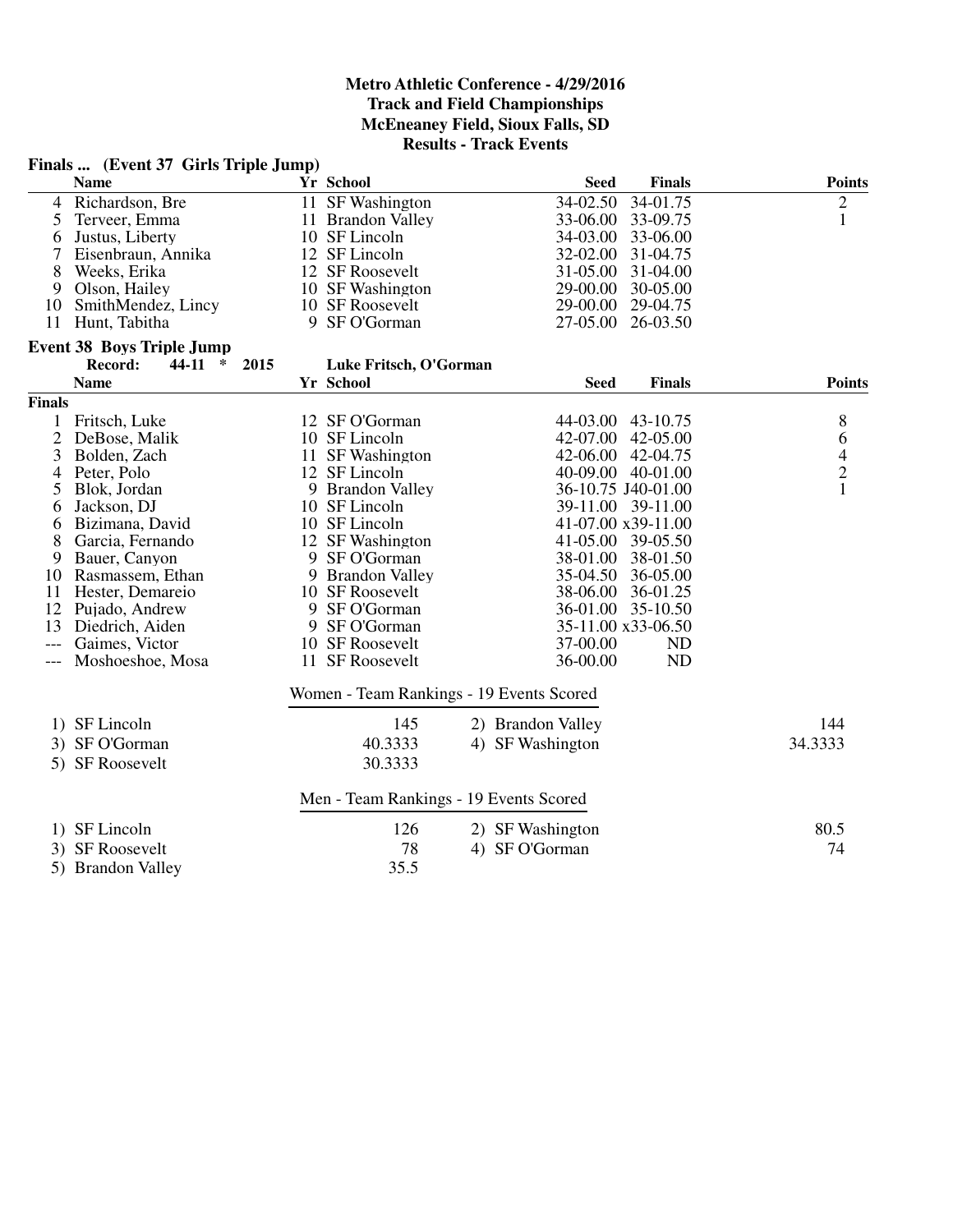# Metro Athletic Conference - 4/29/2016
## Track and Field Championships
## McEneaney Field, Sioux Falls, SD
## Results - Track Events

### Finals ... (Event 37 Girls Triple Jump)

| | Name | Yr | School | Seed | Finals | Points |
|---|---|---|---|---|---|---|
| 4 | Richardson, Bre | 11 | SF Washington | 34-02.50 | 34-01.75 | 2 |
| 5 | Terveer, Emma | 11 | Brandon Valley | 33-06.00 | 33-09.75 | 1 |
| 6 | Justus, Liberty | 10 | SF Lincoln | 34-03.00 | 33-06.00 | |
| 7 | Eisenbraun, Annika | 12 | SF Lincoln | 32-02.00 | 31-04.75 | |
| 8 | Weeks, Erika | 12 | SF Roosevelt | 31-05.00 | 31-04.00 | |
| 9 | Olson, Hailey | 10 | SF Washington | 29-00.00 | 30-05.00 | |
| 10 | SmithMendez, Lincy | 10 | SF Roosevelt | 29-00.00 | 29-04.75 | |
| 11 | Hunt, Tabitha | 9 | SF O'Gorman | 27-05.00 | 26-03.50 | |

### Event 38 Boys Triple Jump

Record: 44-11 * 2015 Luke Fritsch, O'Gorman

**Finals**

| | Name | Yr | School | Seed | Finals | Points |
|---|---|---|---|---|---|---|
| 1 | Fritsch, Luke | 12 | SF O'Gorman | 44-03.00 | 43-10.75 | 8 |
| 2 | DeBose, Malik | 10 | SF Lincoln | 42-07.00 | 42-05.00 | 6 |
| 3 | Bolden, Zach | 11 | SF Washington | 42-06.00 | 42-04.75 | 4 |
| 4 | Peter, Polo | 12 | SF Lincoln | 40-09.00 | 40-01.00 | 2 |
| 5 | Blok, Jordan | 9 | Brandon Valley | 36-10.75 | J40-01.00 | 1 |
| 6 | Jackson, DJ | 10 | SF Lincoln | 39-11.00 | 39-11.00 | |
| 6 | Bizimana, David | 10 | SF Lincoln | 41-07.00 | x39-11.00 | |
| 8 | Garcia, Fernando | 12 | SF Washington | 41-05.00 | 39-05.50 | |
| 9 | Bauer, Canyon | 9 | SF O'Gorman | 38-01.00 | 38-01.50 | |
| 10 | Rasmassem, Ethan | 9 | Brandon Valley | 35-04.50 | 36-05.00 | |
| 11 | Hester, Demareio | 10 | SF Roosevelt | 38-06.00 | 36-01.25 | |
| 12 | Pujado, Andrew | 9 | SF O'Gorman | 36-01.00 | 35-10.50 | |
| 13 | Diedrich, Aiden | 9 | SF O'Gorman | 35-11.00 | x33-06.50 | |
| --- | Gaimes, Victor | 10 | SF Roosevelt | 37-00.00 | ND | |
| --- | Moshoeshoe, Mosa | 11 | SF Roosevelt | 36-00.00 | ND | |

### Women - Team Rankings - 19 Events Scored

| | | | |
|---|---|---|---|
| 1) SF Lincoln | 145 | 2) Brandon Valley | 144 |
| 3) SF O'Gorman | 40.3333 | 4) SF Washington | 34.3333 |
| 5) SF Roosevelt | 30.3333 | | |

### Men - Team Rankings - 19 Events Scored

| | | | |
|---|---|---|---|
| 1) SF Lincoln | 126 | 2) SF Washington | 80.5 |
| 3) SF Roosevelt | 78 | 4) SF O'Gorman | 74 |
| 5) Brandon Valley | 35.5 | | |